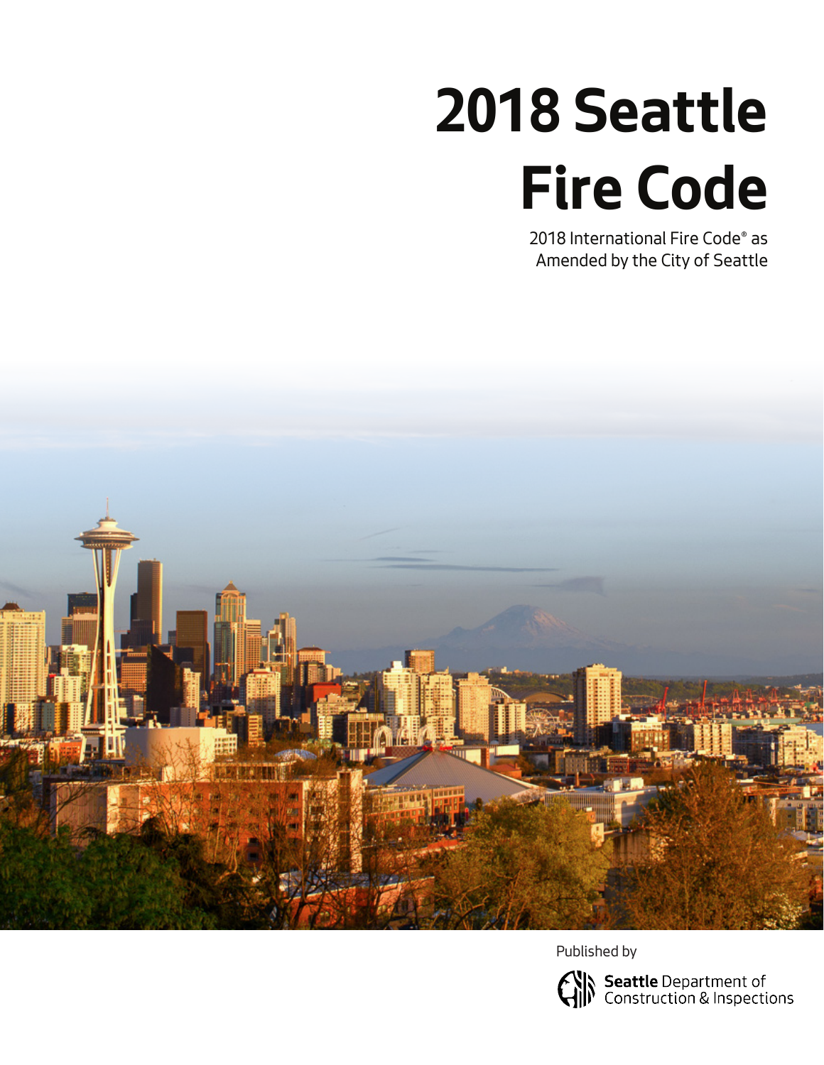# 2018 Seattle Fire Code

2018 International Fire Code® as Amended by the City of Seattle

Published by

**Seattle** Department of Construction & Inspections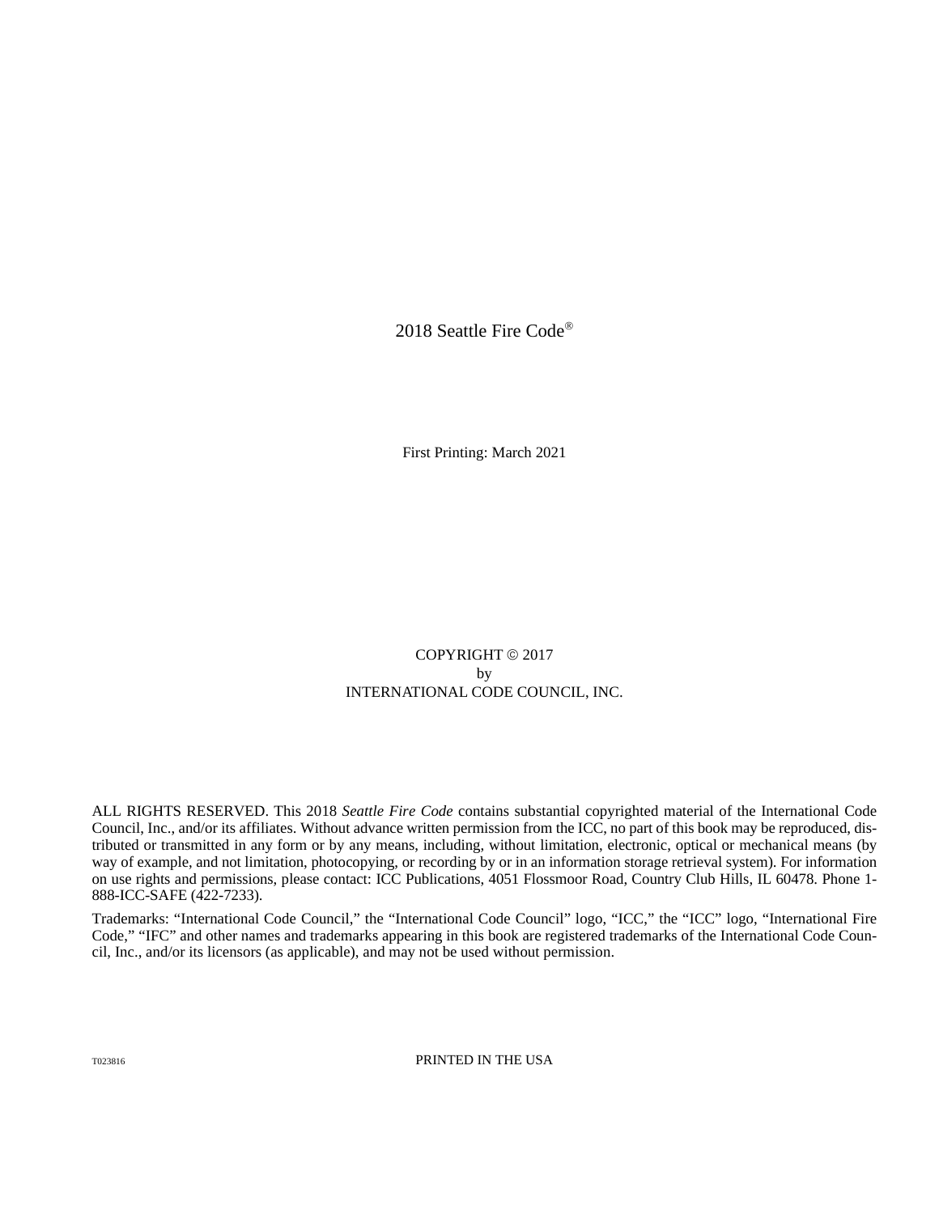2018 Seattle Fire Code®

First Printing: March 2021

COPYRIGHT © 2017
by
INTERNATIONAL CODE COUNCIL, INC.

ALL RIGHTS RESERVED. This 2018 *Seattle Fire Code* contains substantial copyrighted material of the International Code Council, Inc., and/or its affiliates. Without advance written permission from the ICC, no part of this book may be reproduced, distributed or transmitted in any form or by any means, including, without limitation, electronic, optical or mechanical means (by way of example, and not limitation, photocopying, or recording by or in an information storage retrieval system). For information on use rights and permissions, please contact: ICC Publications, 4051 Flossmoor Road, Country Club Hills, IL 60478. Phone 1-888-ICC-SAFE (422-7233).

Trademarks: "International Code Council," the "International Code Council" logo, "ICC," the "ICC" logo, "International Fire Code," "IFC" and other names and trademarks appearing in this book are registered trademarks of the International Code Council, Inc., and/or its licensors (as applicable), and may not be used without permission.

T023816

PRINTED IN THE USA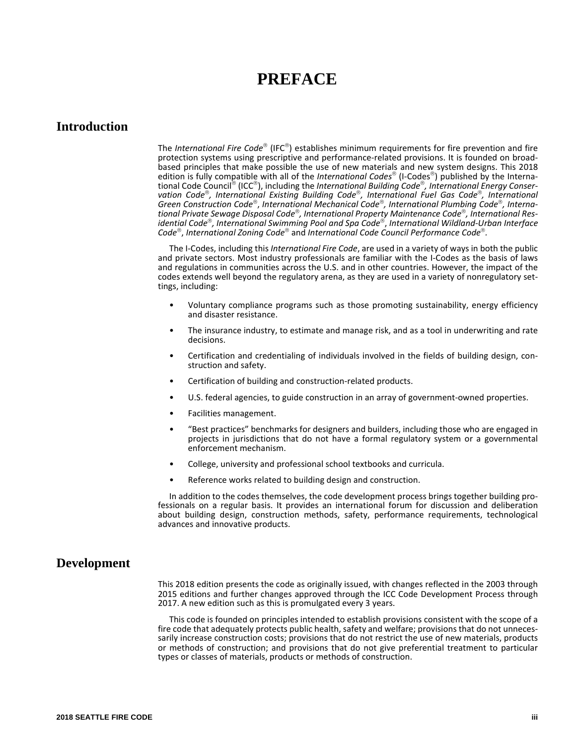# PREFACE

## Introduction

The *International Fire Code*® (IFC®) establishes minimum requirements for fire prevention and fire protection systems using prescriptive and performance-related provisions. It is founded on broad-based principles that make possible the use of new materials and new system designs. This 2018 edition is fully compatible with all of the *International Codes*® (I-Codes®) published by the International Code Council® (ICC®), including the *International Building Code*®*, International Energy Conservation Code*®*, International Existing Building Code*®*, International Fuel Gas Code*®*, International Green Construction Code*®, *International Mechanical Code*®*, International Plumbing Code*®*, International Private Sewage Disposal Code*®*, International Property Maintenance Code*®*, International Residential Code*®*, International Swimming Pool and Spa Code*®, *International Wildland-Urban Interface Code*®, *International Zoning Code*® and *International Code Council Performance Code*®.

The I-Codes, including this *International Fire Code*, are used in a variety of ways in both the public and private sectors. Most industry professionals are familiar with the I-Codes as the basis of laws and regulations in communities across the U.S. and in other countries. However, the impact of the codes extends well beyond the regulatory arena, as they are used in a variety of nonregulatory settings, including:

- Voluntary compliance programs such as those promoting sustainability, energy efficiency and disaster resistance.
- The insurance industry, to estimate and manage risk, and as a tool in underwriting and rate decisions.
- Certification and credentialing of individuals involved in the fields of building design, construction and safety.
- Certification of building and construction-related products.
- U.S. federal agencies, to guide construction in an array of government-owned properties.
- Facilities management.
- "Best practices" benchmarks for designers and builders, including those who are engaged in projects in jurisdictions that do not have a formal regulatory system or a governmental enforcement mechanism.
- College, university and professional school textbooks and curricula.
- Reference works related to building design and construction.

In addition to the codes themselves, the code development process brings together building professionals on a regular basis. It provides an international forum for discussion and deliberation about building design, construction methods, safety, performance requirements, technological advances and innovative products.

## Development

This 2018 edition presents the code as originally issued, with changes reflected in the 2003 through 2015 editions and further changes approved through the ICC Code Development Process through 2017. A new edition such as this is promulgated every 3 years.

This code is founded on principles intended to establish provisions consistent with the scope of a fire code that adequately protects public health, safety and welfare; provisions that do not unnecessarily increase construction costs; provisions that do not restrict the use of new materials, products or methods of construction; and provisions that do not give preferential treatment to particular types or classes of materials, products or methods of construction.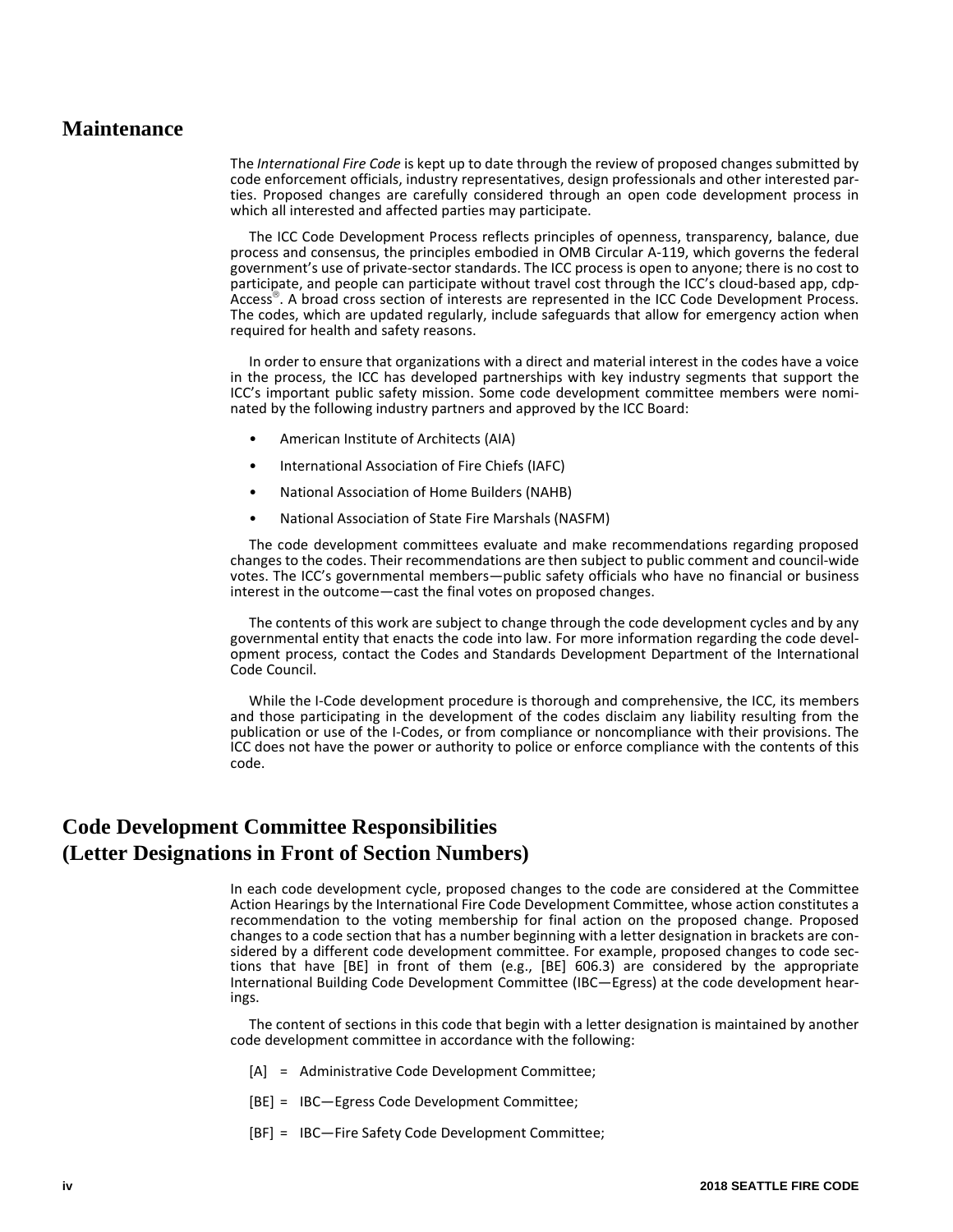## Maintenance

The *International Fire Code* is kept up to date through the review of proposed changes submitted by code enforcement officials, industry representatives, design professionals and other interested parties. Proposed changes are carefully considered through an open code development process in which all interested and affected parties may participate.

The ICC Code Development Process reflects principles of openness, transparency, balance, due process and consensus, the principles embodied in OMB Circular A-119, which governs the federal government's use of private-sector standards. The ICC process is open to anyone; there is no cost to participate, and people can participate without travel cost through the ICC's cloud-based app, cdpAccess®. A broad cross section of interests are represented in the ICC Code Development Process. The codes, which are updated regularly, include safeguards that allow for emergency action when required for health and safety reasons.

In order to ensure that organizations with a direct and material interest in the codes have a voice in the process, the ICC has developed partnerships with key industry segments that support the ICC's important public safety mission. Some code development committee members were nominated by the following industry partners and approved by the ICC Board:

- American Institute of Architects (AIA)
- International Association of Fire Chiefs (IAFC)
- National Association of Home Builders (NAHB)
- National Association of State Fire Marshals (NASFM)

The code development committees evaluate and make recommendations regarding proposed changes to the codes. Their recommendations are then subject to public comment and council-wide votes. The ICC's governmental members—public safety officials who have no financial or business interest in the outcome—cast the final votes on proposed changes.

The contents of this work are subject to change through the code development cycles and by any governmental entity that enacts the code into law. For more information regarding the code development process, contact the Codes and Standards Development Department of the International Code Council.

While the I-Code development procedure is thorough and comprehensive, the ICC, its members and those participating in the development of the codes disclaim any liability resulting from the publication or use of the I-Codes, or from compliance or noncompliance with their provisions. The ICC does not have the power or authority to police or enforce compliance with the contents of this code.

## Code Development Committee Responsibilities (Letter Designations in Front of Section Numbers)

In each code development cycle, proposed changes to the code are considered at the Committee Action Hearings by the International Fire Code Development Committee, whose action constitutes a recommendation to the voting membership for final action on the proposed change. Proposed changes to a code section that has a number beginning with a letter designation in brackets are considered by a different code development committee. For example, proposed changes to code sections that have [BE] in front of them (e.g., [BE] 606.3) are considered by the appropriate International Building Code Development Committee (IBC—Egress) at the code development hearings.

The content of sections in this code that begin with a letter designation is maintained by another code development committee in accordance with the following:

[A] = Administrative Code Development Committee;

[BE] = IBC—Egress Code Development Committee;

[BF] = IBC—Fire Safety Code Development Committee;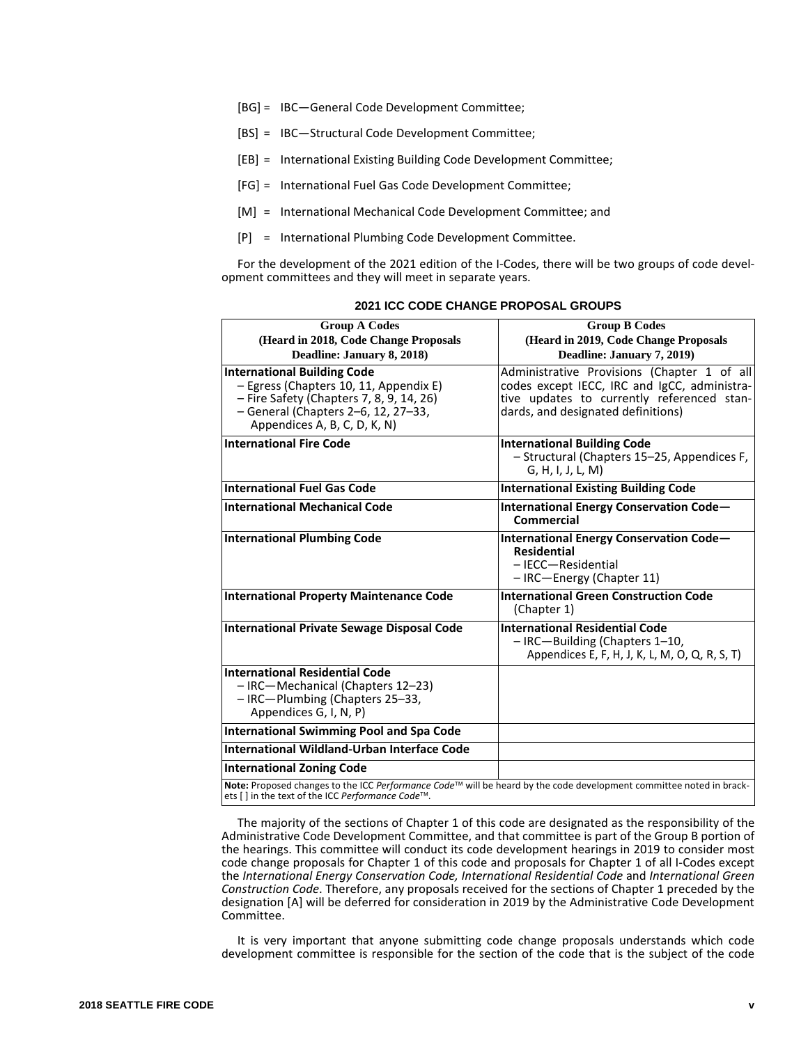[BG] = IBC—General Code Development Committee;

[BS] = IBC—Structural Code Development Committee;

[EB] = International Existing Building Code Development Committee;

[FG] = International Fuel Gas Code Development Committee;

[M] = International Mechanical Code Development Committee; and

[P] = International Plumbing Code Development Committee.

For the development of the 2021 edition of the I-Codes, there will be two groups of code development committees and they will meet in separate years.

**2021 ICC CODE CHANGE PROPOSAL GROUPS**

| Group A Codes (Heard in 2018, Code Change Proposals Deadline: January 8, 2018) | Group B Codes (Heard in 2019, Code Change Proposals Deadline: January 7, 2019) |
|---|---|
| **International Building Code**<br>– Egress (Chapters 10, 11, Appendix E)<br>– Fire Safety (Chapters 7, 8, 9, 14, 26)<br>– General (Chapters 2–6, 12, 27–33, Appendices A, B, C, D, K, N) | Administrative Provisions (Chapter 1 of all codes except IECC, IRC and IgCC, administrative updates to currently referenced standards, and designated definitions) |
| **International Fire Code** | **International Building Code**<br>– Structural (Chapters 15–25, Appendices F, G, H, I, J, L, M) |
| **International Fuel Gas Code** | **International Existing Building Code** |
| **International Mechanical Code** | **International Energy Conservation Code—Commercial** |
| **International Plumbing Code** | **International Energy Conservation Code—Residential**<br>– IECC—Residential<br>– IRC—Energy (Chapter 11) |
| **International Property Maintenance Code** | **International Green Construction Code** (Chapter 1) |
| **International Private Sewage Disposal Code** | **International Residential Code**<br>– IRC—Building (Chapters 1–10, Appendices E, F, H, J, K, L, M, O, Q, R, S, T) |
| **International Residential Code**<br>– IRC—Mechanical (Chapters 12–23)<br>– IRC—Plumbing (Chapters 25–33, Appendices G, I, N, P) | |
| **International Swimming Pool and Spa Code** | |
| **International Wildland-Urban Interface Code** | |
| **International Zoning Code** | |

**Note:** Proposed changes to the ICC *Performance Code*™ will be heard by the code development committee noted in brackets [ ] in the text of the ICC *Performance Code*™.

The majority of the sections of Chapter 1 of this code are designated as the responsibility of the Administrative Code Development Committee, and that committee is part of the Group B portion of the hearings. This committee will conduct its code development hearings in 2019 to consider most code change proposals for Chapter 1 of this code and proposals for Chapter 1 of all I-Codes except the *International Energy Conservation Code, International Residential Code* and *International Green Construction Code*. Therefore, any proposals received for the sections of Chapter 1 preceded by the designation [A] will be deferred for consideration in 2019 by the Administrative Code Development Committee.

It is very important that anyone submitting code change proposals understands which code development committee is responsible for the section of the code that is the subject of the code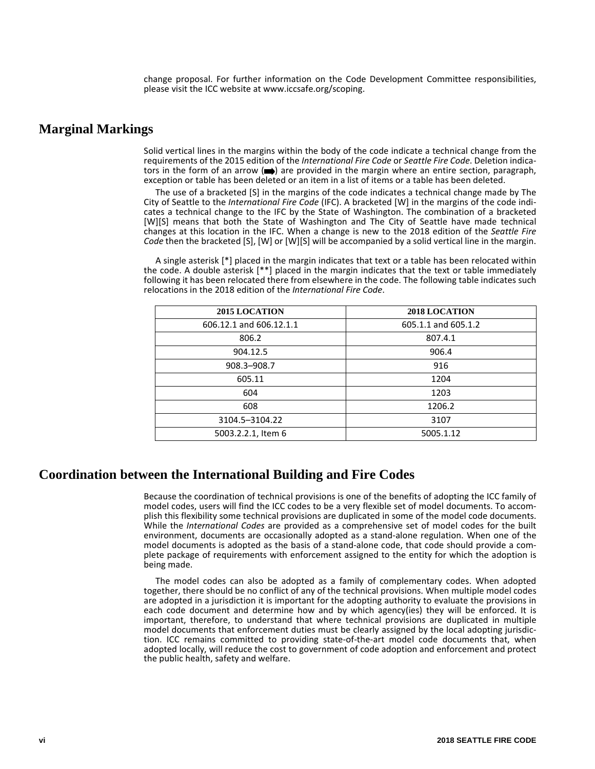change proposal. For further information on the Code Development Committee responsibilities, please visit the ICC website at www.iccsafe.org/scoping.

## Marginal Markings

Solid vertical lines in the margins within the body of the code indicate a technical change from the requirements of the 2015 edition of the *International Fire Code* or *Seattle Fire Code*. Deletion indicators in the form of an arrow (➡) are provided in the margin where an entire section, paragraph, exception or table has been deleted or an item in a list of items or a table has been deleted.

The use of a bracketed [S] in the margins of the code indicates a technical change made by The City of Seattle to the *International Fire Code* (IFC). A bracketed [W] in the margins of the code indicates a technical change to the IFC by the State of Washington. The combination of a bracketed [W][S] means that both the State of Washington and The City of Seattle have made technical changes at this location in the IFC. When a change is new to the 2018 edition of the *Seattle Fire Code* then the bracketed [S], [W] or [W][S] will be accompanied by a solid vertical line in the margin.

A single asterisk [*] placed in the margin indicates that text or a table has been relocated within the code. A double asterisk [**] placed in the margin indicates that the text or table immediately following it has been relocated there from elsewhere in the code. The following table indicates such relocations in the 2018 edition of the *International Fire Code*.

| 2015 LOCATION | 2018 LOCATION |
|---|---|
| 606.12.1 and 606.12.1.1 | 605.1.1 and 605.1.2 |
| 806.2 | 807.4.1 |
| 904.12.5 | 906.4 |
| 908.3–908.7 | 916 |
| 605.11 | 1204 |
| 604 | 1203 |
| 608 | 1206.2 |
| 3104.5–3104.22 | 3107 |
| 5003.2.2.1, Item 6 | 5005.1.12 |

## Coordination between the International Building and Fire Codes

Because the coordination of technical provisions is one of the benefits of adopting the ICC family of model codes, users will find the ICC codes to be a very flexible set of model documents. To accomplish this flexibility some technical provisions are duplicated in some of the model code documents. While the *International Codes* are provided as a comprehensive set of model codes for the built environment, documents are occasionally adopted as a stand-alone regulation. When one of the model documents is adopted as the basis of a stand-alone code, that code should provide a complete package of requirements with enforcement assigned to the entity for which the adoption is being made.

The model codes can also be adopted as a family of complementary codes. When adopted together, there should be no conflict of any of the technical provisions. When multiple model codes are adopted in a jurisdiction it is important for the adopting authority to evaluate the provisions in each code document and determine how and by which agency(ies) they will be enforced. It is important, therefore, to understand that where technical provisions are duplicated in multiple model documents that enforcement duties must be clearly assigned by the local adopting jurisdiction. ICC remains committed to providing state-of-the-art model code documents that, when adopted locally, will reduce the cost to government of code adoption and enforcement and protect the public health, safety and welfare.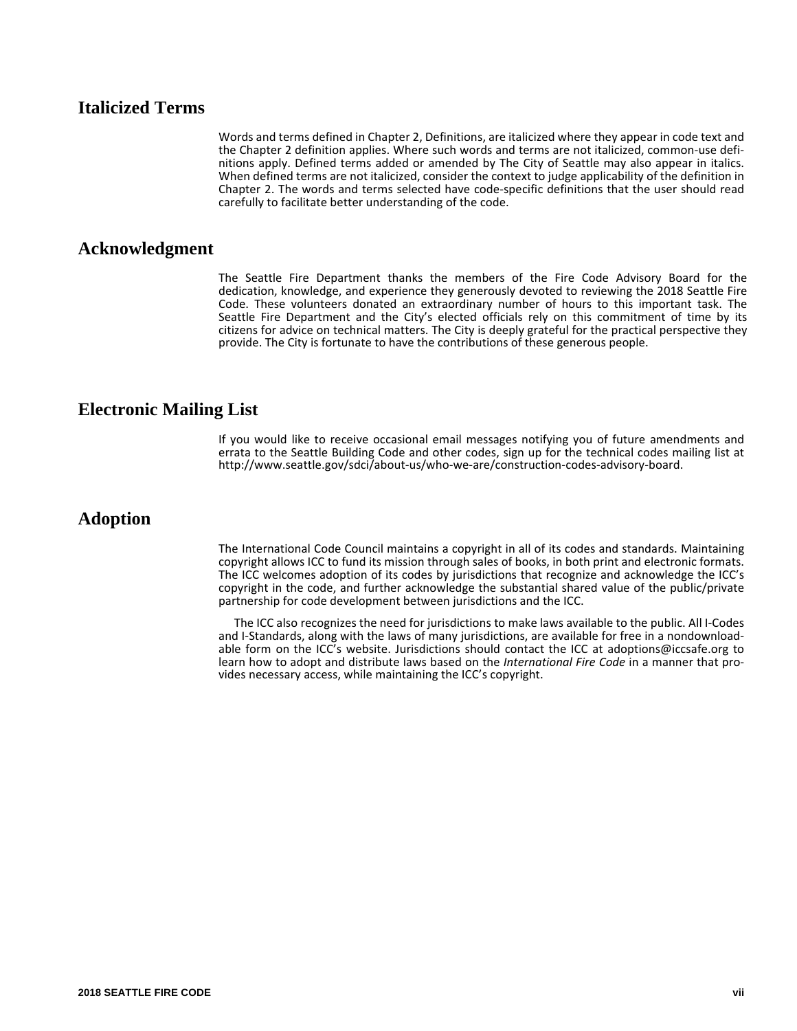## Italicized Terms

Words and terms defined in Chapter 2, Definitions, are italicized where they appear in code text and the Chapter 2 definition applies. Where such words and terms are not italicized, common-use definitions apply. Defined terms added or amended by The City of Seattle may also appear in italics. When defined terms are not italicized, consider the context to judge applicability of the definition in Chapter 2. The words and terms selected have code-specific definitions that the user should read carefully to facilitate better understanding of the code.

## Acknowledgment

The Seattle Fire Department thanks the members of the Fire Code Advisory Board for the dedication, knowledge, and experience they generously devoted to reviewing the 2018 Seattle Fire Code. These volunteers donated an extraordinary number of hours to this important task. The Seattle Fire Department and the City's elected officials rely on this commitment of time by its citizens for advice on technical matters. The City is deeply grateful for the practical perspective they provide. The City is fortunate to have the contributions of these generous people.

## Electronic Mailing List

If you would like to receive occasional email messages notifying you of future amendments and errata to the Seattle Building Code and other codes, sign up for the technical codes mailing list at http://www.seattle.gov/sdci/about-us/who-we-are/construction-codes-advisory-board.

## Adoption

The International Code Council maintains a copyright in all of its codes and standards. Maintaining copyright allows ICC to fund its mission through sales of books, in both print and electronic formats. The ICC welcomes adoption of its codes by jurisdictions that recognize and acknowledge the ICC's copyright in the code, and further acknowledge the substantial shared value of the public/private partnership for code development between jurisdictions and the ICC.

The ICC also recognizes the need for jurisdictions to make laws available to the public. All I-Codes and I-Standards, along with the laws of many jurisdictions, are available for free in a nondownloadable form on the ICC's website. Jurisdictions should contact the ICC at adoptions@iccsafe.org to learn how to adopt and distribute laws based on the *International Fire Code* in a manner that provides necessary access, while maintaining the ICC's copyright.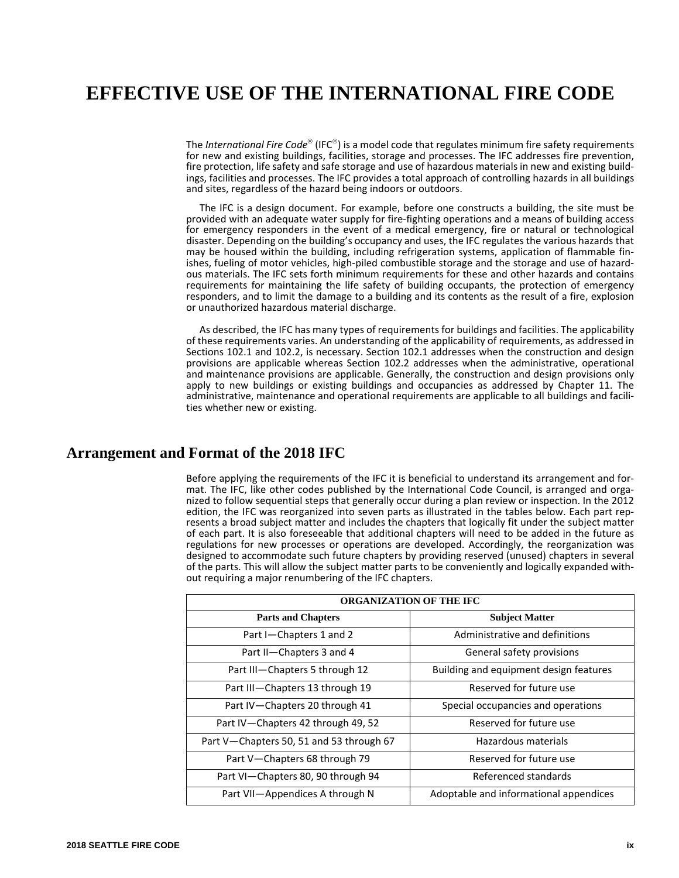# EFFECTIVE USE OF THE INTERNATIONAL FIRE CODE

The *International Fire Code*® (IFC®) is a model code that regulates minimum fire safety requirements for new and existing buildings, facilities, storage and processes. The IFC addresses fire prevention, fire protection, life safety and safe storage and use of hazardous materials in new and existing buildings, facilities and processes. The IFC provides a total approach of controlling hazards in all buildings and sites, regardless of the hazard being indoors or outdoors.

The IFC is a design document. For example, before one constructs a building, the site must be provided with an adequate water supply for fire-fighting operations and a means of building access for emergency responders in the event of a medical emergency, fire or natural or technological disaster. Depending on the building's occupancy and uses, the IFC regulates the various hazards that may be housed within the building, including refrigeration systems, application of flammable finishes, fueling of motor vehicles, high-piled combustible storage and the storage and use of hazardous materials. The IFC sets forth minimum requirements for these and other hazards and contains requirements for maintaining the life safety of building occupants, the protection of emergency responders, and to limit the damage to a building and its contents as the result of a fire, explosion or unauthorized hazardous material discharge.

As described, the IFC has many types of requirements for buildings and facilities. The applicability of these requirements varies. An understanding of the applicability of requirements, as addressed in Sections 102.1 and 102.2, is necessary. Section 102.1 addresses when the construction and design provisions are applicable whereas Section 102.2 addresses when the administrative, operational and maintenance provisions are applicable. Generally, the construction and design provisions only apply to new buildings or existing buildings and occupancies as addressed by Chapter 11. The administrative, maintenance and operational requirements are applicable to all buildings and facilities whether new or existing.

## Arrangement and Format of the 2018 IFC

Before applying the requirements of the IFC it is beneficial to understand its arrangement and format. The IFC, like other codes published by the International Code Council, is arranged and organized to follow sequential steps that generally occur during a plan review or inspection. In the 2012 edition, the IFC was reorganized into seven parts as illustrated in the tables below. Each part represents a broad subject matter and includes the chapters that logically fit under the subject matter of each part. It is also foreseeable that additional chapters will need to be added in the future as regulations for new processes or operations are developed. Accordingly, the reorganization was designed to accommodate such future chapters by providing reserved (unused) chapters in several of the parts. This will allow the subject matter parts to be conveniently and logically expanded without requiring a major renumbering of the IFC chapters.

| ORGANIZATION OF THE IFC | |
|---|---|
| **Parts and Chapters** | **Subject Matter** |
| Part I—Chapters 1 and 2 | Administrative and definitions |
| Part II—Chapters 3 and 4 | General safety provisions |
| Part III—Chapters 5 through 12 | Building and equipment design features |
| Part III—Chapters 13 through 19 | Reserved for future use |
| Part IV—Chapters 20 through 41 | Special occupancies and operations |
| Part IV—Chapters 42 through 49, 52 | Reserved for future use |
| Part V—Chapters 50, 51 and 53 through 67 | Hazardous materials |
| Part V—Chapters 68 through 79 | Reserved for future use |
| Part VI—Chapters 80, 90 through 94 | Referenced standards |
| Part VII—Appendices A through N | Adoptable and informational appendices |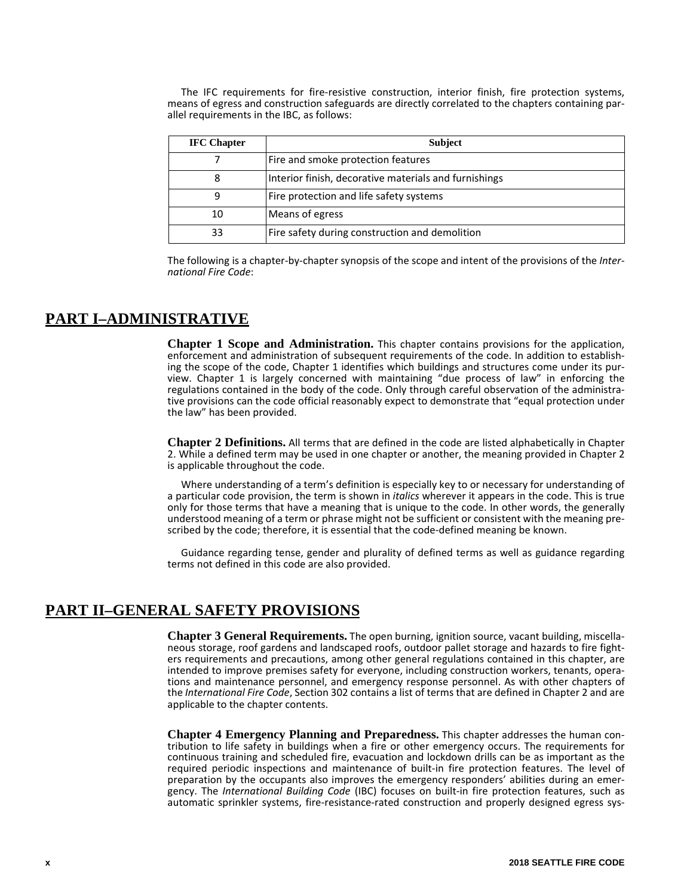The IFC requirements for fire-resistive construction, interior finish, fire protection systems, means of egress and construction safeguards are directly correlated to the chapters containing parallel requirements in the IBC, as follows:

| IFC Chapter | Subject |
|---|---|
| 7 | Fire and smoke protection features |
| 8 | Interior finish, decorative materials and furnishings |
| 9 | Fire protection and life safety systems |
| 10 | Means of egress |
| 33 | Fire safety during construction and demolition |

The following is a chapter-by-chapter synopsis of the scope and intent of the provisions of the *International Fire Code*:

## PART I–ADMINISTRATIVE

**Chapter 1 Scope and Administration.** This chapter contains provisions for the application, enforcement and administration of subsequent requirements of the code. In addition to establishing the scope of the code, Chapter 1 identifies which buildings and structures come under its purview. Chapter 1 is largely concerned with maintaining "due process of law" in enforcing the regulations contained in the body of the code. Only through careful observation of the administrative provisions can the code official reasonably expect to demonstrate that "equal protection under the law" has been provided.

**Chapter 2 Definitions.** All terms that are defined in the code are listed alphabetically in Chapter 2. While a defined term may be used in one chapter or another, the meaning provided in Chapter 2 is applicable throughout the code.

Where understanding of a term's definition is especially key to or necessary for understanding of a particular code provision, the term is shown in *italics* wherever it appears in the code. This is true only for those terms that have a meaning that is unique to the code. In other words, the generally understood meaning of a term or phrase might not be sufficient or consistent with the meaning prescribed by the code; therefore, it is essential that the code-defined meaning be known.

Guidance regarding tense, gender and plurality of defined terms as well as guidance regarding terms not defined in this code are also provided.

## PART II–GENERAL SAFETY PROVISIONS

**Chapter 3 General Requirements.** The open burning, ignition source, vacant building, miscellaneous storage, roof gardens and landscaped roofs, outdoor pallet storage and hazards to fire fighters requirements and precautions, among other general regulations contained in this chapter, are intended to improve premises safety for everyone, including construction workers, tenants, operations and maintenance personnel, and emergency response personnel. As with other chapters of the *International Fire Code*, Section 302 contains a list of terms that are defined in Chapter 2 and are applicable to the chapter contents.

**Chapter 4 Emergency Planning and Preparedness.** This chapter addresses the human contribution to life safety in buildings when a fire or other emergency occurs. The requirements for continuous training and scheduled fire, evacuation and lockdown drills can be as important as the required periodic inspections and maintenance of built-in fire protection features. The level of preparation by the occupants also improves the emergency responders' abilities during an emergency. The *International Building Code* (IBC) focuses on built-in fire protection features, such as automatic sprinkler systems, fire-resistance-rated construction and properly designed egress sys-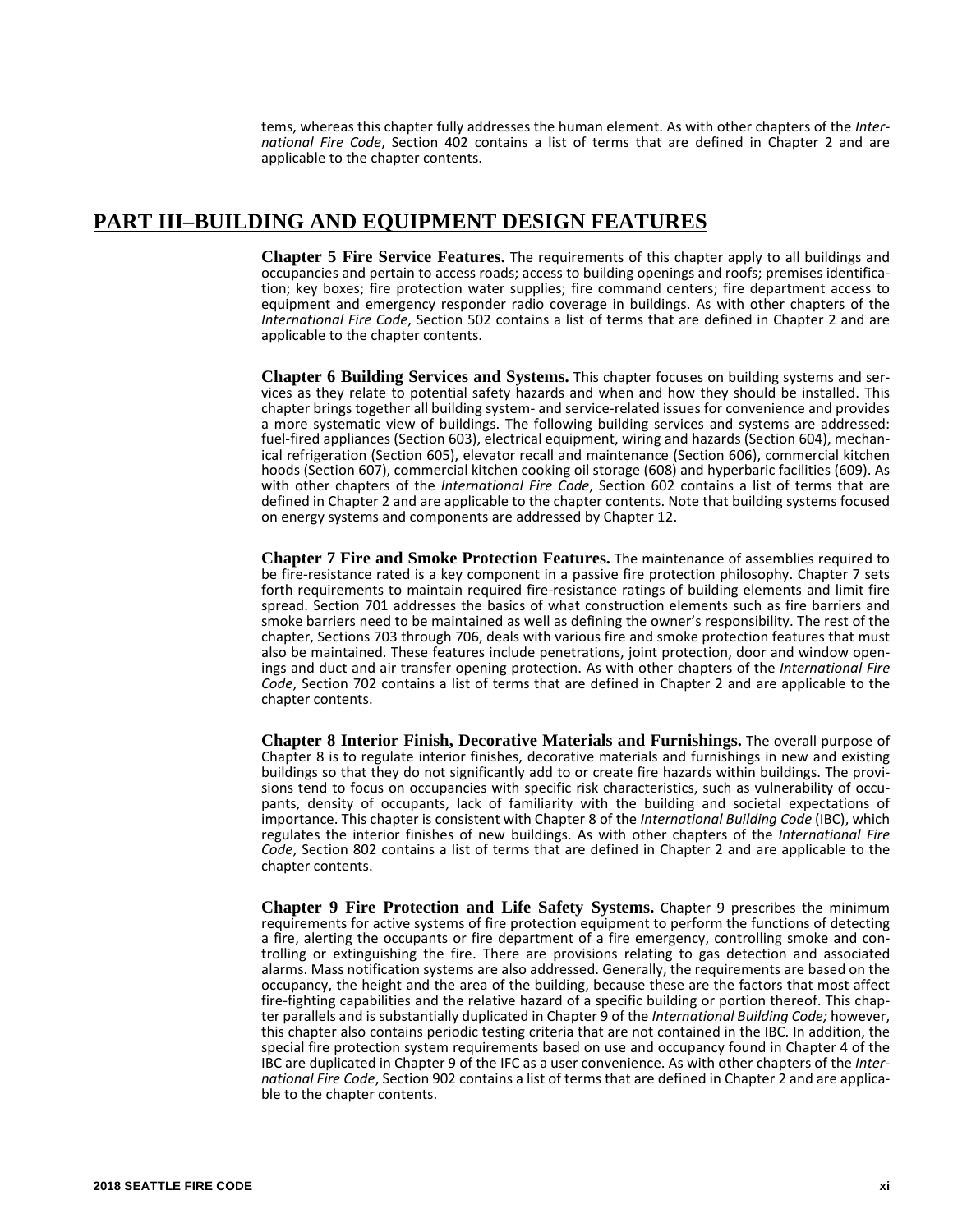tems, whereas this chapter fully addresses the human element. As with other chapters of the *International Fire Code*, Section 402 contains a list of terms that are defined in Chapter 2 and are applicable to the chapter contents.

## PART III–BUILDING AND EQUIPMENT DESIGN FEATURES

**Chapter 5 Fire Service Features.** The requirements of this chapter apply to all buildings and occupancies and pertain to access roads; access to building openings and roofs; premises identification; key boxes; fire protection water supplies; fire command centers; fire department access to equipment and emergency responder radio coverage in buildings. As with other chapters of the *International Fire Code*, Section 502 contains a list of terms that are defined in Chapter 2 and are applicable to the chapter contents.

**Chapter 6 Building Services and Systems.** This chapter focuses on building systems and services as they relate to potential safety hazards and when and how they should be installed. This chapter brings together all building system- and service-related issues for convenience and provides a more systematic view of buildings. The following building services and systems are addressed: fuel-fired appliances (Section 603), electrical equipment, wiring and hazards (Section 604), mechanical refrigeration (Section 605), elevator recall and maintenance (Section 606), commercial kitchen hoods (Section 607), commercial kitchen cooking oil storage (608) and hyperbaric facilities (609). As with other chapters of the *International Fire Code*, Section 602 contains a list of terms that are defined in Chapter 2 and are applicable to the chapter contents. Note that building systems focused on energy systems and components are addressed by Chapter 12.

**Chapter 7 Fire and Smoke Protection Features.** The maintenance of assemblies required to be fire-resistance rated is a key component in a passive fire protection philosophy. Chapter 7 sets forth requirements to maintain required fire-resistance ratings of building elements and limit fire spread. Section 701 addresses the basics of what construction elements such as fire barriers and smoke barriers need to be maintained as well as defining the owner's responsibility. The rest of the chapter, Sections 703 through 706, deals with various fire and smoke protection features that must also be maintained. These features include penetrations, joint protection, door and window openings and duct and air transfer opening protection. As with other chapters of the *International Fire Code*, Section 702 contains a list of terms that are defined in Chapter 2 and are applicable to the chapter contents.

**Chapter 8 Interior Finish, Decorative Materials and Furnishings.** The overall purpose of Chapter 8 is to regulate interior finishes, decorative materials and furnishings in new and existing buildings so that they do not significantly add to or create fire hazards within buildings. The provisions tend to focus on occupancies with specific risk characteristics, such as vulnerability of occupants, density of occupants, lack of familiarity with the building and societal expectations of importance. This chapter is consistent with Chapter 8 of the *International Building Code* (IBC), which regulates the interior finishes of new buildings. As with other chapters of the *International Fire Code*, Section 802 contains a list of terms that are defined in Chapter 2 and are applicable to the chapter contents.

**Chapter 9 Fire Protection and Life Safety Systems.** Chapter 9 prescribes the minimum requirements for active systems of fire protection equipment to perform the functions of detecting a fire, alerting the occupants or fire department of a fire emergency, controlling smoke and controlling or extinguishing the fire. There are provisions relating to gas detection and associated alarms. Mass notification systems are also addressed. Generally, the requirements are based on the occupancy, the height and the area of the building, because these are the factors that most affect fire-fighting capabilities and the relative hazard of a specific building or portion thereof. This chapter parallels and is substantially duplicated in Chapter 9 of the *International Building Code;* however, this chapter also contains periodic testing criteria that are not contained in the IBC. In addition, the special fire protection system requirements based on use and occupancy found in Chapter 4 of the IBC are duplicated in Chapter 9 of the IFC as a user convenience. As with other chapters of the *International Fire Code*, Section 902 contains a list of terms that are defined in Chapter 2 and are applicable to the chapter contents.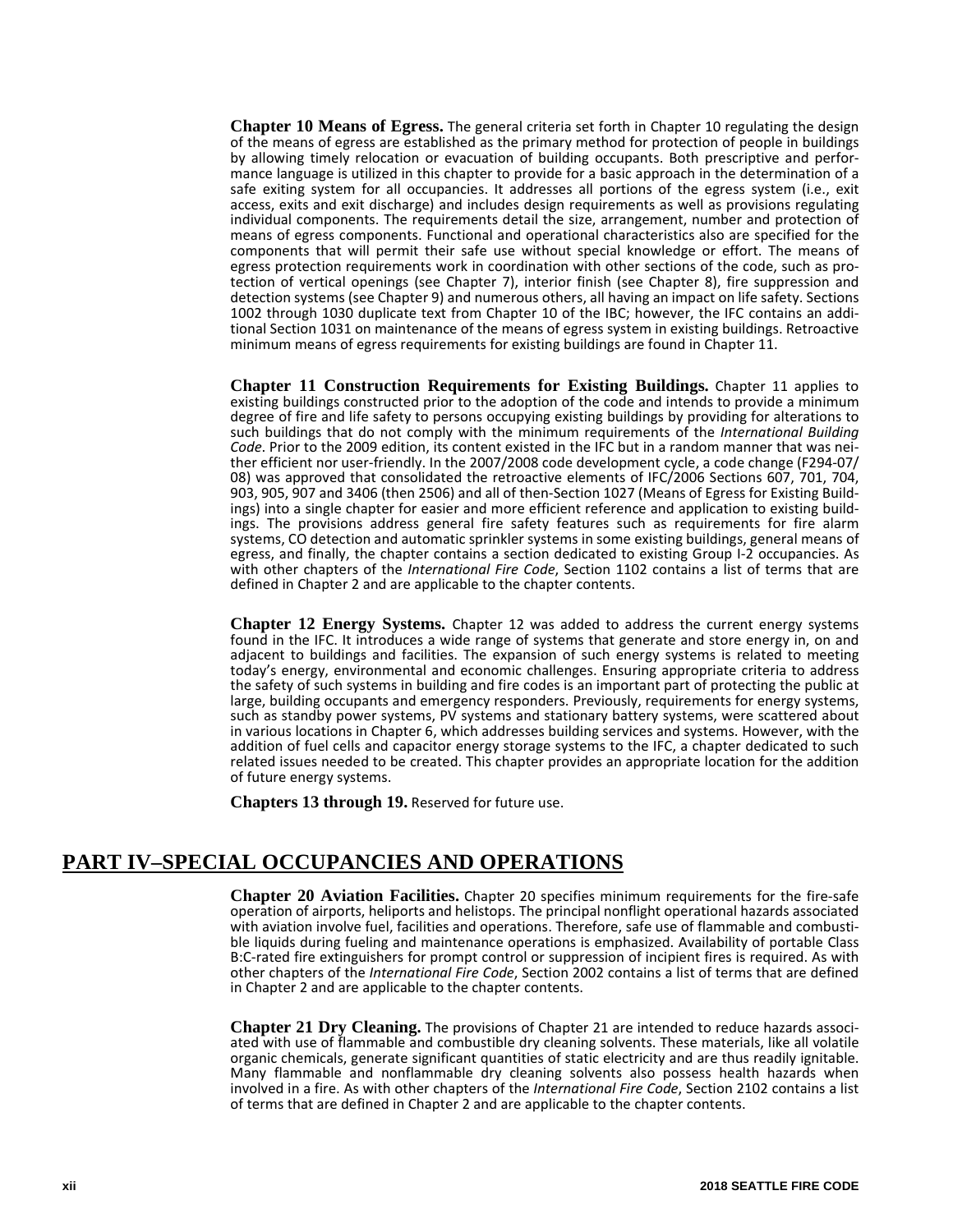**Chapter 10 Means of Egress.** The general criteria set forth in Chapter 10 regulating the design of the means of egress are established as the primary method for protection of people in buildings by allowing timely relocation or evacuation of building occupants. Both prescriptive and performance language is utilized in this chapter to provide for a basic approach in the determination of a safe exiting system for all occupancies. It addresses all portions of the egress system (i.e., exit access, exits and exit discharge) and includes design requirements as well as provisions regulating individual components. The requirements detail the size, arrangement, number and protection of means of egress components. Functional and operational characteristics also are specified for the components that will permit their safe use without special knowledge or effort. The means of egress protection requirements work in coordination with other sections of the code, such as protection of vertical openings (see Chapter 7), interior finish (see Chapter 8), fire suppression and detection systems (see Chapter 9) and numerous others, all having an impact on life safety. Sections 1002 through 1030 duplicate text from Chapter 10 of the IBC; however, the IFC contains an additional Section 1031 on maintenance of the means of egress system in existing buildings. Retroactive minimum means of egress requirements for existing buildings are found in Chapter 11.

**Chapter 11 Construction Requirements for Existing Buildings.** Chapter 11 applies to existing buildings constructed prior to the adoption of the code and intends to provide a minimum degree of fire and life safety to persons occupying existing buildings by providing for alterations to such buildings that do not comply with the minimum requirements of the *International Building Code*. Prior to the 2009 edition, its content existed in the IFC but in a random manner that was neither efficient nor user-friendly. In the 2007/2008 code development cycle, a code change (F294-07/08) was approved that consolidated the retroactive elements of IFC/2006 Sections 607, 701, 704, 903, 905, 907 and 3406 (then 2506) and all of then-Section 1027 (Means of Egress for Existing Buildings) into a single chapter for easier and more efficient reference and application to existing buildings. The provisions address general fire safety features such as requirements for fire alarm systems, CO detection and automatic sprinkler systems in some existing buildings, general means of egress, and finally, the chapter contains a section dedicated to existing Group I-2 occupancies. As with other chapters of the *International Fire Code*, Section 1102 contains a list of terms that are defined in Chapter 2 and are applicable to the chapter contents.

**Chapter 12 Energy Systems.** Chapter 12 was added to address the current energy systems found in the IFC. It introduces a wide range of systems that generate and store energy in, on and adjacent to buildings and facilities. The expansion of such energy systems is related to meeting today's energy, environmental and economic challenges. Ensuring appropriate criteria to address the safety of such systems in building and fire codes is an important part of protecting the public at large, building occupants and emergency responders. Previously, requirements for energy systems, such as standby power systems, PV systems and stationary battery systems, were scattered about in various locations in Chapter 6, which addresses building services and systems. However, with the addition of fuel cells and capacitor energy storage systems to the IFC, a chapter dedicated to such related issues needed to be created. This chapter provides an appropriate location for the addition of future energy systems.

**Chapters 13 through 19.** Reserved for future use.

## PART IV–SPECIAL OCCUPANCIES AND OPERATIONS

**Chapter 20 Aviation Facilities.** Chapter 20 specifies minimum requirements for the fire-safe operation of airports, heliports and helistops. The principal nonflight operational hazards associated with aviation involve fuel, facilities and operations. Therefore, safe use of flammable and combustible liquids during fueling and maintenance operations is emphasized. Availability of portable Class B:C-rated fire extinguishers for prompt control or suppression of incipient fires is required. As with other chapters of the *International Fire Code*, Section 2002 contains a list of terms that are defined in Chapter 2 and are applicable to the chapter contents.

**Chapter 21 Dry Cleaning.** The provisions of Chapter 21 are intended to reduce hazards associated with use of flammable and combustible dry cleaning solvents. These materials, like all volatile organic chemicals, generate significant quantities of static electricity and are thus readily ignitable. Many flammable and nonflammable dry cleaning solvents also possess health hazards when involved in a fire. As with other chapters of the *International Fire Code*, Section 2102 contains a list of terms that are defined in Chapter 2 and are applicable to the chapter contents.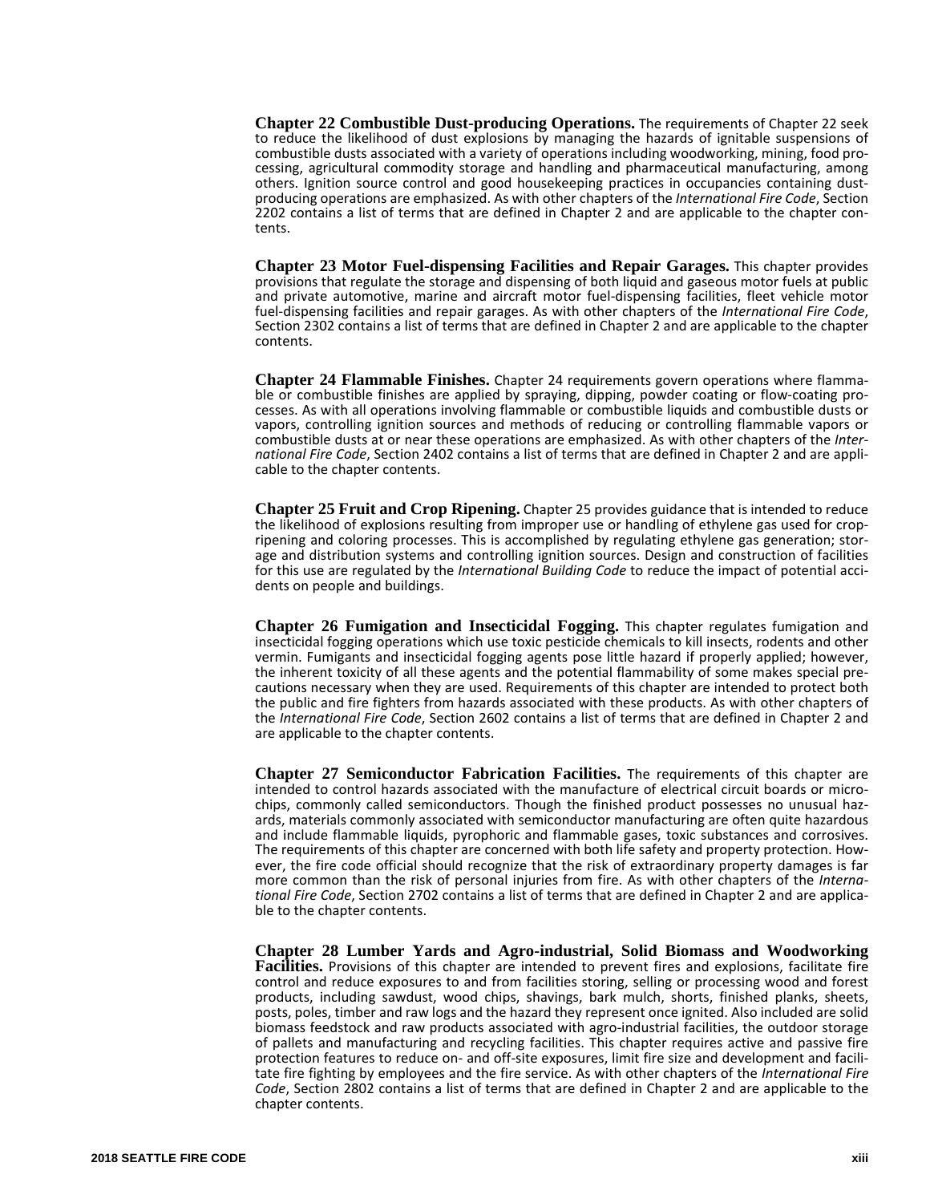**Chapter 22 Combustible Dust-producing Operations.** The requirements of Chapter 22 seek to reduce the likelihood of dust explosions by managing the hazards of ignitable suspensions of combustible dusts associated with a variety of operations including woodworking, mining, food processing, agricultural commodity storage and handling and pharmaceutical manufacturing, among others. Ignition source control and good housekeeping practices in occupancies containing dust-producing operations are emphasized. As with other chapters of the *International Fire Code*, Section 2202 contains a list of terms that are defined in Chapter 2 and are applicable to the chapter contents.

**Chapter 23 Motor Fuel-dispensing Facilities and Repair Garages.** This chapter provides provisions that regulate the storage and dispensing of both liquid and gaseous motor fuels at public and private automotive, marine and aircraft motor fuel-dispensing facilities, fleet vehicle motor fuel-dispensing facilities and repair garages. As with other chapters of the *International Fire Code*, Section 2302 contains a list of terms that are defined in Chapter 2 and are applicable to the chapter contents.

**Chapter 24 Flammable Finishes.** Chapter 24 requirements govern operations where flammable or combustible finishes are applied by spraying, dipping, powder coating or flow-coating processes. As with all operations involving flammable or combustible liquids and combustible dusts or vapors, controlling ignition sources and methods of reducing or controlling flammable vapors or combustible dusts at or near these operations are emphasized. As with other chapters of the *International Fire Code*, Section 2402 contains a list of terms that are defined in Chapter 2 and are applicable to the chapter contents.

**Chapter 25 Fruit and Crop Ripening.** Chapter 25 provides guidance that is intended to reduce the likelihood of explosions resulting from improper use or handling of ethylene gas used for crop-ripening and coloring processes. This is accomplished by regulating ethylene gas generation; storage and distribution systems and controlling ignition sources. Design and construction of facilities for this use are regulated by the *International Building Code* to reduce the impact of potential accidents on people and buildings.

**Chapter 26 Fumigation and Insecticidal Fogging.** This chapter regulates fumigation and insecticidal fogging operations which use toxic pesticide chemicals to kill insects, rodents and other vermin. Fumigants and insecticidal fogging agents pose little hazard if properly applied; however, the inherent toxicity of all these agents and the potential flammability of some makes special precautions necessary when they are used. Requirements of this chapter are intended to protect both the public and fire fighters from hazards associated with these products. As with other chapters of the *International Fire Code*, Section 2602 contains a list of terms that are defined in Chapter 2 and are applicable to the chapter contents.

**Chapter 27 Semiconductor Fabrication Facilities.** The requirements of this chapter are intended to control hazards associated with the manufacture of electrical circuit boards or microchips, commonly called semiconductors. Though the finished product possesses no unusual hazards, materials commonly associated with semiconductor manufacturing are often quite hazardous and include flammable liquids, pyrophoric and flammable gases, toxic substances and corrosives. The requirements of this chapter are concerned with both life safety and property protection. However, the fire code official should recognize that the risk of extraordinary property damages is far more common than the risk of personal injuries from fire. As with other chapters of the *International Fire Code*, Section 2702 contains a list of terms that are defined in Chapter 2 and are applicable to the chapter contents.

**Chapter 28 Lumber Yards and Agro-industrial, Solid Biomass and Woodworking Facilities.** Provisions of this chapter are intended to prevent fires and explosions, facilitate fire control and reduce exposures to and from facilities storing, selling or processing wood and forest products, including sawdust, wood chips, shavings, bark mulch, shorts, finished planks, sheets, posts, poles, timber and raw logs and the hazard they represent once ignited. Also included are solid biomass feedstock and raw products associated with agro-industrial facilities, the outdoor storage of pallets and manufacturing and recycling facilities. This chapter requires active and passive fire protection features to reduce on- and off-site exposures, limit fire size and development and facilitate fire fighting by employees and the fire service. As with other chapters of the *International Fire Code*, Section 2802 contains a list of terms that are defined in Chapter 2 and are applicable to the chapter contents.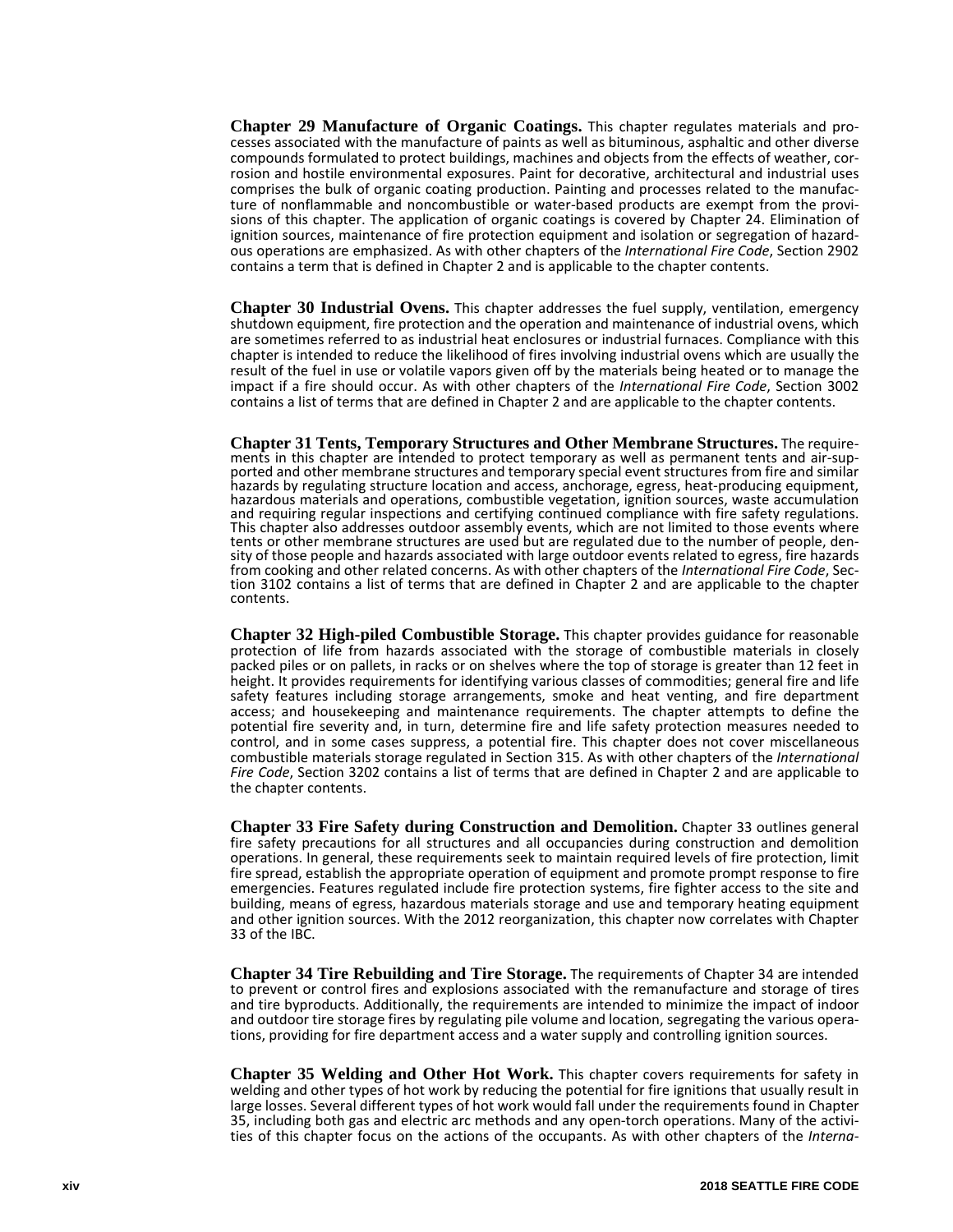**Chapter 29 Manufacture of Organic Coatings.** This chapter regulates materials and processes associated with the manufacture of paints as well as bituminous, asphaltic and other diverse compounds formulated to protect buildings, machines and objects from the effects of weather, corrosion and hostile environmental exposures. Paint for decorative, architectural and industrial uses comprises the bulk of organic coating production. Painting and processes related to the manufacture of nonflammable and noncombustible or water-based products are exempt from the provisions of this chapter. The application of organic coatings is covered by Chapter 24. Elimination of ignition sources, maintenance of fire protection equipment and isolation or segregation of hazardous operations are emphasized. As with other chapters of the *International Fire Code*, Section 2902 contains a term that is defined in Chapter 2 and is applicable to the chapter contents.

**Chapter 30 Industrial Ovens.** This chapter addresses the fuel supply, ventilation, emergency shutdown equipment, fire protection and the operation and maintenance of industrial ovens, which are sometimes referred to as industrial heat enclosures or industrial furnaces. Compliance with this chapter is intended to reduce the likelihood of fires involving industrial ovens which are usually the result of the fuel in use or volatile vapors given off by the materials being heated or to manage the impact if a fire should occur. As with other chapters of the *International Fire Code*, Section 3002 contains a list of terms that are defined in Chapter 2 and are applicable to the chapter contents.

**Chapter 31 Tents, Temporary Structures and Other Membrane Structures.** The requirements in this chapter are intended to protect temporary as well as permanent tents and air-supported and other membrane structures and temporary special event structures from fire and similar hazards by regulating structure location and access, anchorage, egress, heat-producing equipment, hazardous materials and operations, combustible vegetation, ignition sources, waste accumulation and requiring regular inspections and certifying continued compliance with fire safety regulations. This chapter also addresses outdoor assembly events, which are not limited to those events where tents or other membrane structures are used but are regulated due to the number of people, density of those people and hazards associated with large outdoor events related to egress, fire hazards from cooking and other related concerns. As with other chapters of the *International Fire Code*, Section 3102 contains a list of terms that are defined in Chapter 2 and are applicable to the chapter contents.

**Chapter 32 High-piled Combustible Storage.** This chapter provides guidance for reasonable protection of life from hazards associated with the storage of combustible materials in closely packed piles or on pallets, in racks or on shelves where the top of storage is greater than 12 feet in height. It provides requirements for identifying various classes of commodities; general fire and life safety features including storage arrangements, smoke and heat venting, and fire department access; and housekeeping and maintenance requirements. The chapter attempts to define the potential fire severity and, in turn, determine fire and life safety protection measures needed to control, and in some cases suppress, a potential fire. This chapter does not cover miscellaneous combustible materials storage regulated in Section 315. As with other chapters of the *International Fire Code*, Section 3202 contains a list of terms that are defined in Chapter 2 and are applicable to the chapter contents.

**Chapter 33 Fire Safety during Construction and Demolition.** Chapter 33 outlines general fire safety precautions for all structures and all occupancies during construction and demolition operations. In general, these requirements seek to maintain required levels of fire protection, limit fire spread, establish the appropriate operation of equipment and promote prompt response to fire emergencies. Features regulated include fire protection systems, fire fighter access to the site and building, means of egress, hazardous materials storage and use and temporary heating equipment and other ignition sources. With the 2012 reorganization, this chapter now correlates with Chapter 33 of the IBC.

**Chapter 34 Tire Rebuilding and Tire Storage.** The requirements of Chapter 34 are intended to prevent or control fires and explosions associated with the remanufacture and storage of tires and tire byproducts. Additionally, the requirements are intended to minimize the impact of indoor and outdoor tire storage fires by regulating pile volume and location, segregating the various operations, providing for fire department access and a water supply and controlling ignition sources.

**Chapter 35 Welding and Other Hot Work.** This chapter covers requirements for safety in welding and other types of hot work by reducing the potential for fire ignitions that usually result in large losses. Several different types of hot work would fall under the requirements found in Chapter 35, including both gas and electric arc methods and any open-torch operations. Many of the activities of this chapter focus on the actions of the occupants. As with other chapters of the *Interna-*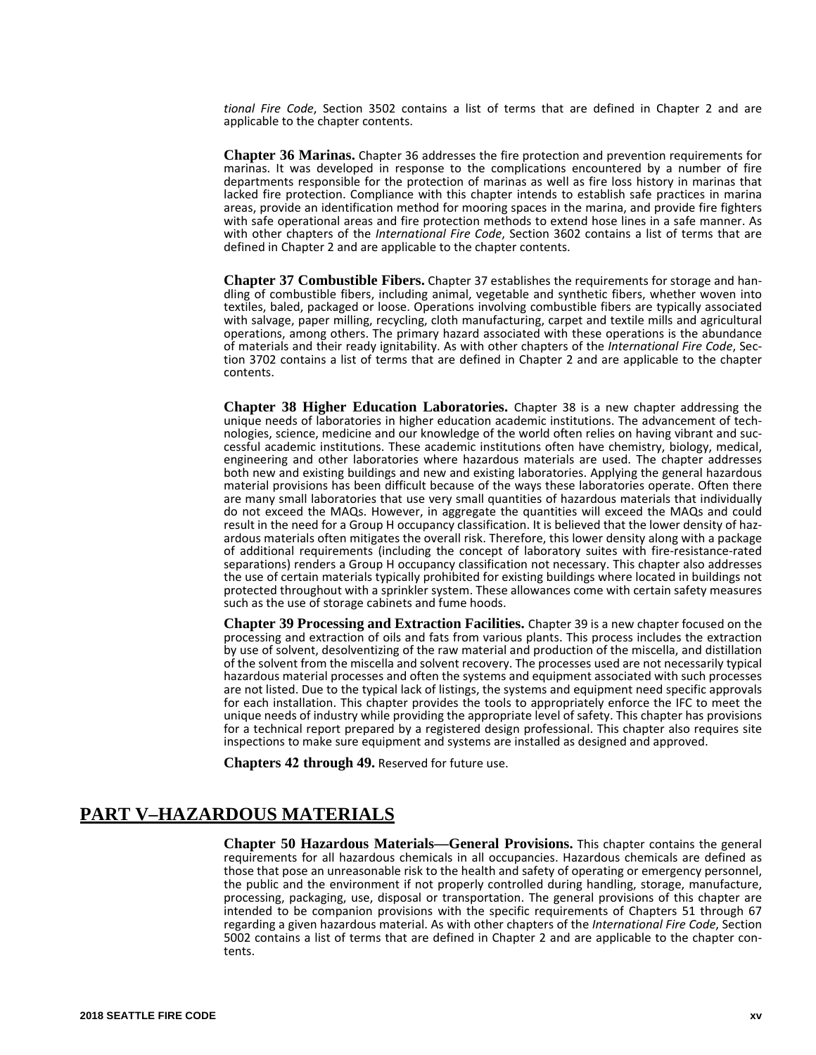*tional Fire Code*, Section 3502 contains a list of terms that are defined in Chapter 2 and are applicable to the chapter contents.

**Chapter 36 Marinas.** Chapter 36 addresses the fire protection and prevention requirements for marinas. It was developed in response to the complications encountered by a number of fire departments responsible for the protection of marinas as well as fire loss history in marinas that lacked fire protection. Compliance with this chapter intends to establish safe practices in marina areas, provide an identification method for mooring spaces in the marina, and provide fire fighters with safe operational areas and fire protection methods to extend hose lines in a safe manner. As with other chapters of the *International Fire Code*, Section 3602 contains a list of terms that are defined in Chapter 2 and are applicable to the chapter contents.

**Chapter 37 Combustible Fibers.** Chapter 37 establishes the requirements for storage and handling of combustible fibers, including animal, vegetable and synthetic fibers, whether woven into textiles, baled, packaged or loose. Operations involving combustible fibers are typically associated with salvage, paper milling, recycling, cloth manufacturing, carpet and textile mills and agricultural operations, among others. The primary hazard associated with these operations is the abundance of materials and their ready ignitability. As with other chapters of the *International Fire Code*, Section 3702 contains a list of terms that are defined in Chapter 2 and are applicable to the chapter contents.

**Chapter 38 Higher Education Laboratories.** Chapter 38 is a new chapter addressing the unique needs of laboratories in higher education academic institutions. The advancement of technologies, science, medicine and our knowledge of the world often relies on having vibrant and successful academic institutions. These academic institutions often have chemistry, biology, medical, engineering and other laboratories where hazardous materials are used. The chapter addresses both new and existing buildings and new and existing laboratories. Applying the general hazardous material provisions has been difficult because of the ways these laboratories operate. Often there are many small laboratories that use very small quantities of hazardous materials that individually do not exceed the MAQs. However, in aggregate the quantities will exceed the MAQs and could result in the need for a Group H occupancy classification. It is believed that the lower density of hazardous materials often mitigates the overall risk. Therefore, this lower density along with a package of additional requirements (including the concept of laboratory suites with fire-resistance-rated separations) renders a Group H occupancy classification not necessary. This chapter also addresses the use of certain materials typically prohibited for existing buildings where located in buildings not protected throughout with a sprinkler system. These allowances come with certain safety measures such as the use of storage cabinets and fume hoods.

**Chapter 39 Processing and Extraction Facilities.** Chapter 39 is a new chapter focused on the processing and extraction of oils and fats from various plants. This process includes the extraction by use of solvent, desolventizing of the raw material and production of the miscella, and distillation of the solvent from the miscella and solvent recovery. The processes used are not necessarily typical hazardous material processes and often the systems and equipment associated with such processes are not listed. Due to the typical lack of listings, the systems and equipment need specific approvals for each installation. This chapter provides the tools to appropriately enforce the IFC to meet the unique needs of industry while providing the appropriate level of safety. This chapter has provisions for a technical report prepared by a registered design professional. This chapter also requires site inspections to make sure equipment and systems are installed as designed and approved.

**Chapters 42 through 49.** Reserved for future use.

## PART V–HAZARDOUS MATERIALS

**Chapter 50 Hazardous Materials—General Provisions.** This chapter contains the general requirements for all hazardous chemicals in all occupancies. Hazardous chemicals are defined as those that pose an unreasonable risk to the health and safety of operating or emergency personnel, the public and the environment if not properly controlled during handling, storage, manufacture, processing, packaging, use, disposal or transportation. The general provisions of this chapter are intended to be companion provisions with the specific requirements of Chapters 51 through 67 regarding a given hazardous material. As with other chapters of the *International Fire Code*, Section 5002 contains a list of terms that are defined in Chapter 2 and are applicable to the chapter contents.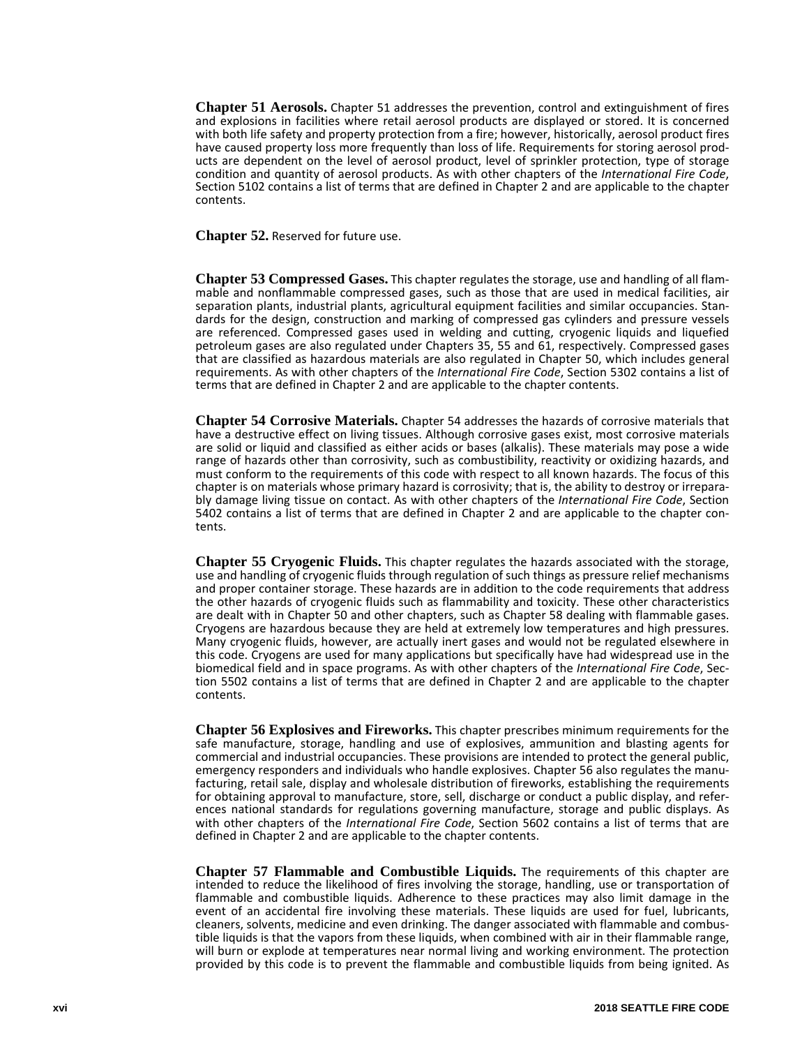**Chapter 51 Aerosols.** Chapter 51 addresses the prevention, control and extinguishment of fires and explosions in facilities where retail aerosol products are displayed or stored. It is concerned with both life safety and property protection from a fire; however, historically, aerosol product fires have caused property loss more frequently than loss of life. Requirements for storing aerosol products are dependent on the level of aerosol product, level of sprinkler protection, type of storage condition and quantity of aerosol products. As with other chapters of the *International Fire Code*, Section 5102 contains a list of terms that are defined in Chapter 2 and are applicable to the chapter contents.

**Chapter 52.** Reserved for future use.

**Chapter 53 Compressed Gases.** This chapter regulates the storage, use and handling of all flammable and nonflammable compressed gases, such as those that are used in medical facilities, air separation plants, industrial plants, agricultural equipment facilities and similar occupancies. Standards for the design, construction and marking of compressed gas cylinders and pressure vessels are referenced. Compressed gases used in welding and cutting, cryogenic liquids and liquefied petroleum gases are also regulated under Chapters 35, 55 and 61, respectively. Compressed gases that are classified as hazardous materials are also regulated in Chapter 50, which includes general requirements. As with other chapters of the *International Fire Code*, Section 5302 contains a list of terms that are defined in Chapter 2 and are applicable to the chapter contents.

**Chapter 54 Corrosive Materials.** Chapter 54 addresses the hazards of corrosive materials that have a destructive effect on living tissues. Although corrosive gases exist, most corrosive materials are solid or liquid and classified as either acids or bases (alkalis). These materials may pose a wide range of hazards other than corrosivity, such as combustibility, reactivity or oxidizing hazards, and must conform to the requirements of this code with respect to all known hazards. The focus of this chapter is on materials whose primary hazard is corrosivity; that is, the ability to destroy or irreparably damage living tissue on contact. As with other chapters of the *International Fire Code*, Section 5402 contains a list of terms that are defined in Chapter 2 and are applicable to the chapter contents.

**Chapter 55 Cryogenic Fluids.** This chapter regulates the hazards associated with the storage, use and handling of cryogenic fluids through regulation of such things as pressure relief mechanisms and proper container storage. These hazards are in addition to the code requirements that address the other hazards of cryogenic fluids such as flammability and toxicity. These other characteristics are dealt with in Chapter 50 and other chapters, such as Chapter 58 dealing with flammable gases. Cryogens are hazardous because they are held at extremely low temperatures and high pressures. Many cryogenic fluids, however, are actually inert gases and would not be regulated elsewhere in this code. Cryogens are used for many applications but specifically have had widespread use in the biomedical field and in space programs. As with other chapters of the *International Fire Code*, Section 5502 contains a list of terms that are defined in Chapter 2 and are applicable to the chapter contents.

**Chapter 56 Explosives and Fireworks.** This chapter prescribes minimum requirements for the safe manufacture, storage, handling and use of explosives, ammunition and blasting agents for commercial and industrial occupancies. These provisions are intended to protect the general public, emergency responders and individuals who handle explosives. Chapter 56 also regulates the manufacturing, retail sale, display and wholesale distribution of fireworks, establishing the requirements for obtaining approval to manufacture, store, sell, discharge or conduct a public display, and references national standards for regulations governing manufacture, storage and public displays. As with other chapters of the *International Fire Code*, Section 5602 contains a list of terms that are defined in Chapter 2 and are applicable to the chapter contents.

**Chapter 57 Flammable and Combustible Liquids.** The requirements of this chapter are intended to reduce the likelihood of fires involving the storage, handling, use or transportation of flammable and combustible liquids. Adherence to these practices may also limit damage in the event of an accidental fire involving these materials. These liquids are used for fuel, lubricants, cleaners, solvents, medicine and even drinking. The danger associated with flammable and combustible liquids is that the vapors from these liquids, when combined with air in their flammable range, will burn or explode at temperatures near normal living and working environment. The protection provided by this code is to prevent the flammable and combustible liquids from being ignited. As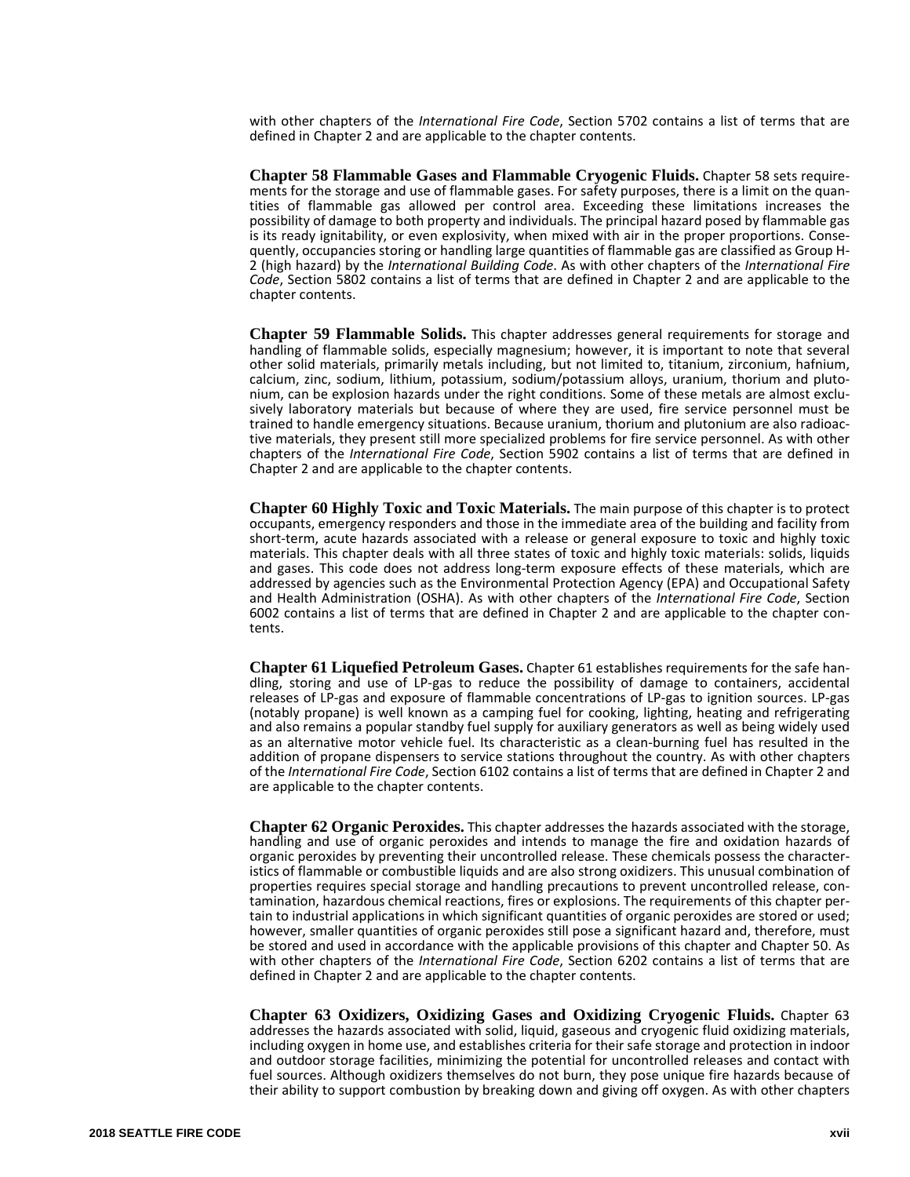with other chapters of the *International Fire Code*, Section 5702 contains a list of terms that are defined in Chapter 2 and are applicable to the chapter contents.

**Chapter 58 Flammable Gases and Flammable Cryogenic Fluids.** Chapter 58 sets requirements for the storage and use of flammable gases. For safety purposes, there is a limit on the quantities of flammable gas allowed per control area. Exceeding these limitations increases the possibility of damage to both property and individuals. The principal hazard posed by flammable gas is its ready ignitability, or even explosivity, when mixed with air in the proper proportions. Consequently, occupancies storing or handling large quantities of flammable gas are classified as Group H-2 (high hazard) by the *International Building Code*. As with other chapters of the *International Fire Code*, Section 5802 contains a list of terms that are defined in Chapter 2 and are applicable to the chapter contents.

**Chapter 59 Flammable Solids.** This chapter addresses general requirements for storage and handling of flammable solids, especially magnesium; however, it is important to note that several other solid materials, primarily metals including, but not limited to, titanium, zirconium, hafnium, calcium, zinc, sodium, lithium, potassium, sodium/potassium alloys, uranium, thorium and plutonium, can be explosion hazards under the right conditions. Some of these metals are almost exclusively laboratory materials but because of where they are used, fire service personnel must be trained to handle emergency situations. Because uranium, thorium and plutonium are also radioactive materials, they present still more specialized problems for fire service personnel. As with other chapters of the *International Fire Code*, Section 5902 contains a list of terms that are defined in Chapter 2 and are applicable to the chapter contents.

**Chapter 60 Highly Toxic and Toxic Materials.** The main purpose of this chapter is to protect occupants, emergency responders and those in the immediate area of the building and facility from short-term, acute hazards associated with a release or general exposure to toxic and highly toxic materials. This chapter deals with all three states of toxic and highly toxic materials: solids, liquids and gases. This code does not address long-term exposure effects of these materials, which are addressed by agencies such as the Environmental Protection Agency (EPA) and Occupational Safety and Health Administration (OSHA). As with other chapters of the *International Fire Code*, Section 6002 contains a list of terms that are defined in Chapter 2 and are applicable to the chapter contents.

**Chapter 61 Liquefied Petroleum Gases.** Chapter 61 establishes requirements for the safe handling, storing and use of LP-gas to reduce the possibility of damage to containers, accidental releases of LP-gas and exposure of flammable concentrations of LP-gas to ignition sources. LP-gas (notably propane) is well known as a camping fuel for cooking, lighting, heating and refrigerating and also remains a popular standby fuel supply for auxiliary generators as well as being widely used as an alternative motor vehicle fuel. Its characteristic as a clean-burning fuel has resulted in the addition of propane dispensers to service stations throughout the country. As with other chapters of the *International Fire Code*, Section 6102 contains a list of terms that are defined in Chapter 2 and are applicable to the chapter contents.

**Chapter 62 Organic Peroxides.** This chapter addresses the hazards associated with the storage, handling and use of organic peroxides and intends to manage the fire and oxidation hazards of organic peroxides by preventing their uncontrolled release. These chemicals possess the characteristics of flammable or combustible liquids and are also strong oxidizers. This unusual combination of properties requires special storage and handling precautions to prevent uncontrolled release, contamination, hazardous chemical reactions, fires or explosions. The requirements of this chapter pertain to industrial applications in which significant quantities of organic peroxides are stored or used; however, smaller quantities of organic peroxides still pose a significant hazard and, therefore, must be stored and used in accordance with the applicable provisions of this chapter and Chapter 50. As with other chapters of the *International Fire Code*, Section 6202 contains a list of terms that are defined in Chapter 2 and are applicable to the chapter contents.

**Chapter 63 Oxidizers, Oxidizing Gases and Oxidizing Cryogenic Fluids.** Chapter 63 addresses the hazards associated with solid, liquid, gaseous and cryogenic fluid oxidizing materials, including oxygen in home use, and establishes criteria for their safe storage and protection in indoor and outdoor storage facilities, minimizing the potential for uncontrolled releases and contact with fuel sources. Although oxidizers themselves do not burn, they pose unique fire hazards because of their ability to support combustion by breaking down and giving off oxygen. As with other chapters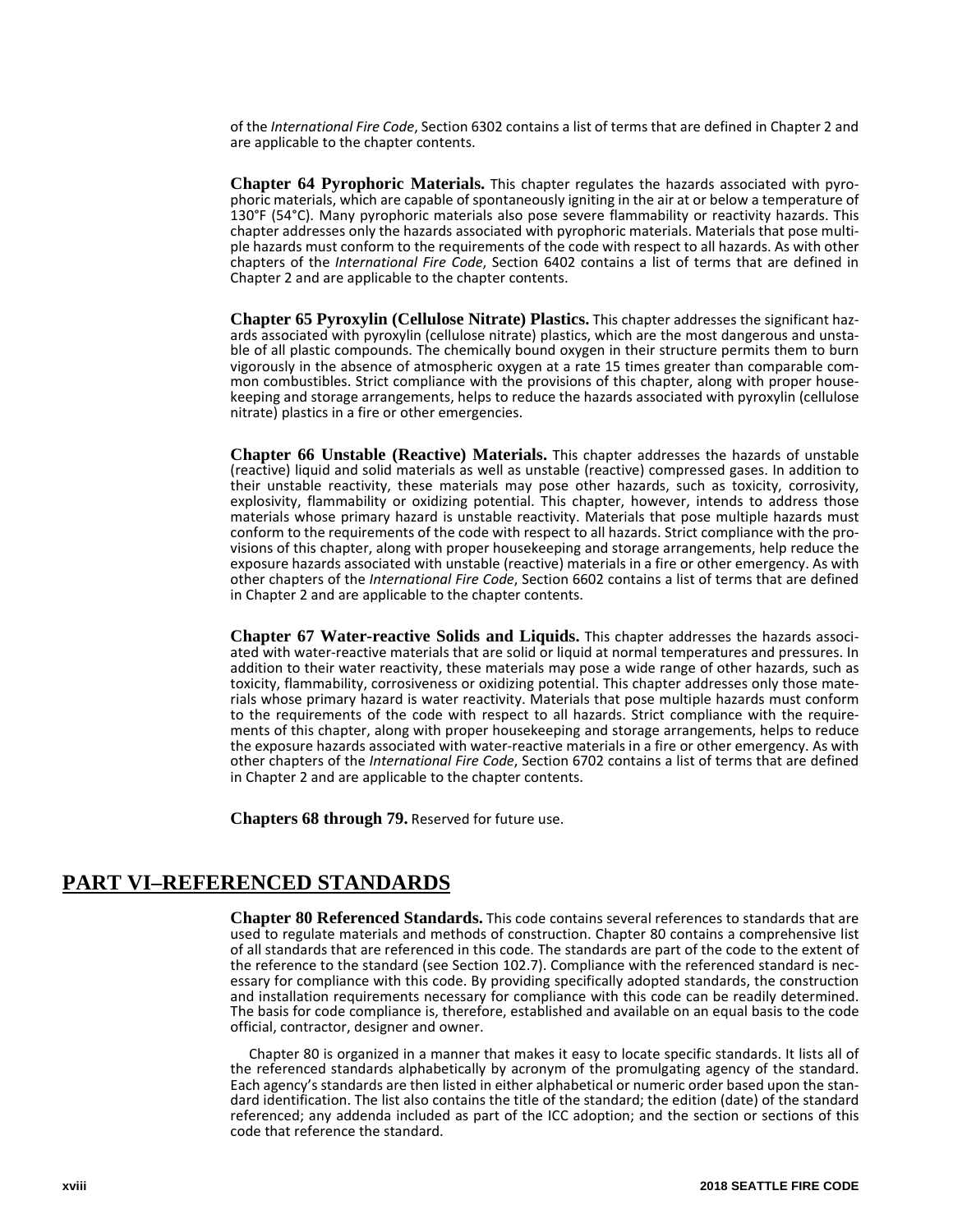of the *International Fire Code*, Section 6302 contains a list of terms that are defined in Chapter 2 and are applicable to the chapter contents.

**Chapter 64 Pyrophoric Materials.** This chapter regulates the hazards associated with pyrophoric materials, which are capable of spontaneously igniting in the air at or below a temperature of 130°F (54°C). Many pyrophoric materials also pose severe flammability or reactivity hazards. This chapter addresses only the hazards associated with pyrophoric materials. Materials that pose multiple hazards must conform to the requirements of the code with respect to all hazards. As with other chapters of the *International Fire Code*, Section 6402 contains a list of terms that are defined in Chapter 2 and are applicable to the chapter contents.

**Chapter 65 Pyroxylin (Cellulose Nitrate) Plastics.** This chapter addresses the significant hazards associated with pyroxylin (cellulose nitrate) plastics, which are the most dangerous and unstable of all plastic compounds. The chemically bound oxygen in their structure permits them to burn vigorously in the absence of atmospheric oxygen at a rate 15 times greater than comparable common combustibles. Strict compliance with the provisions of this chapter, along with proper housekeeping and storage arrangements, helps to reduce the hazards associated with pyroxylin (cellulose nitrate) plastics in a fire or other emergencies.

**Chapter 66 Unstable (Reactive) Materials.** This chapter addresses the hazards of unstable (reactive) liquid and solid materials as well as unstable (reactive) compressed gases. In addition to their unstable reactivity, these materials may pose other hazards, such as toxicity, corrosivity, explosivity, flammability or oxidizing potential. This chapter, however, intends to address those materials whose primary hazard is unstable reactivity. Materials that pose multiple hazards must conform to the requirements of the code with respect to all hazards. Strict compliance with the provisions of this chapter, along with proper housekeeping and storage arrangements, help reduce the exposure hazards associated with unstable (reactive) materials in a fire or other emergency. As with other chapters of the *International Fire Code*, Section 6602 contains a list of terms that are defined in Chapter 2 and are applicable to the chapter contents.

**Chapter 67 Water-reactive Solids and Liquids.** This chapter addresses the hazards associated with water-reactive materials that are solid or liquid at normal temperatures and pressures. In addition to their water reactivity, these materials may pose a wide range of other hazards, such as toxicity, flammability, corrosiveness or oxidizing potential. This chapter addresses only those materials whose primary hazard is water reactivity. Materials that pose multiple hazards must conform to the requirements of the code with respect to all hazards. Strict compliance with the requirements of this chapter, along with proper housekeeping and storage arrangements, helps to reduce the exposure hazards associated with water-reactive materials in a fire or other emergency. As with other chapters of the *International Fire Code*, Section 6702 contains a list of terms that are defined in Chapter 2 and are applicable to the chapter contents.

**Chapters 68 through 79.** Reserved for future use.

## PART VI–REFERENCED STANDARDS

**Chapter 80 Referenced Standards.** This code contains several references to standards that are used to regulate materials and methods of construction. Chapter 80 contains a comprehensive list of all standards that are referenced in this code. The standards are part of the code to the extent of the reference to the standard (see Section 102.7). Compliance with the referenced standard is necessary for compliance with this code. By providing specifically adopted standards, the construction and installation requirements necessary for compliance with this code can be readily determined. The basis for code compliance is, therefore, established and available on an equal basis to the code official, contractor, designer and owner.

Chapter 80 is organized in a manner that makes it easy to locate specific standards. It lists all of the referenced standards alphabetically by acronym of the promulgating agency of the standard. Each agency's standards are then listed in either alphabetical or numeric order based upon the standard identification. The list also contains the title of the standard; the edition (date) of the standard referenced; any addenda included as part of the ICC adoption; and the section or sections of this code that reference the standard.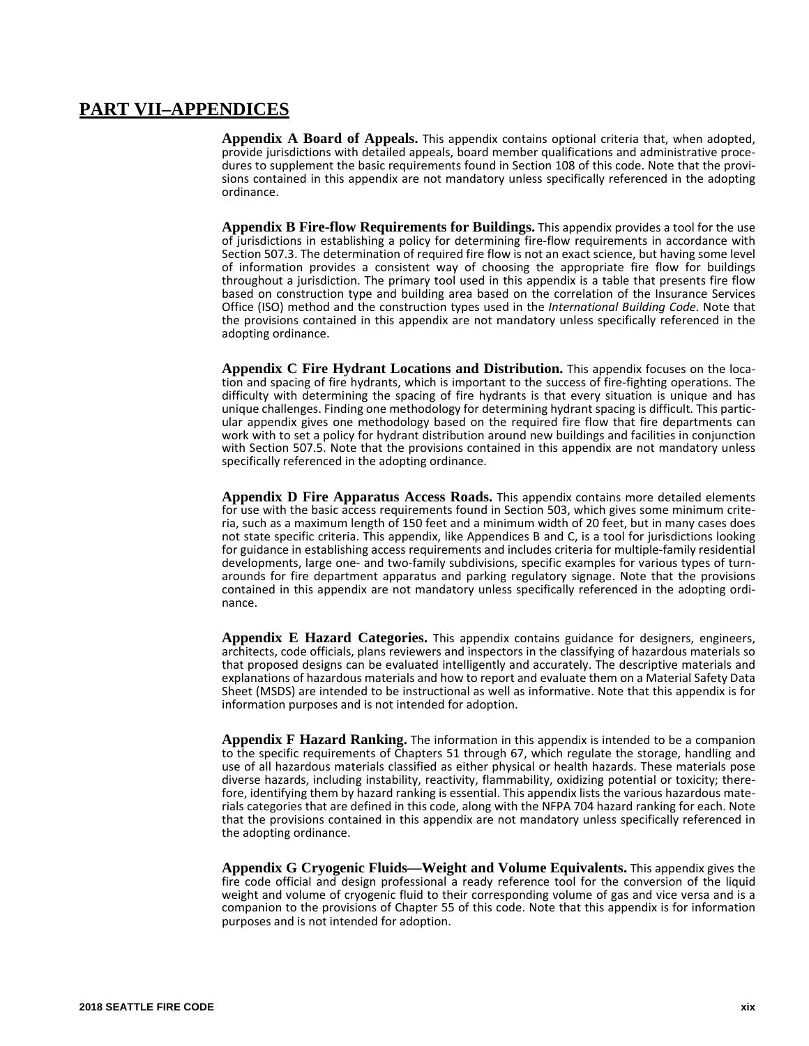## PART VII–APPENDICES

**Appendix A Board of Appeals.** This appendix contains optional criteria that, when adopted, provide jurisdictions with detailed appeals, board member qualifications and administrative procedures to supplement the basic requirements found in Section 108 of this code. Note that the provisions contained in this appendix are not mandatory unless specifically referenced in the adopting ordinance.

**Appendix B Fire-flow Requirements for Buildings.** This appendix provides a tool for the use of jurisdictions in establishing a policy for determining fire-flow requirements in accordance with Section 507.3. The determination of required fire flow is not an exact science, but having some level of information provides a consistent way of choosing the appropriate fire flow for buildings throughout a jurisdiction. The primary tool used in this appendix is a table that presents fire flow based on construction type and building area based on the correlation of the Insurance Services Office (ISO) method and the construction types used in the *International Building Code*. Note that the provisions contained in this appendix are not mandatory unless specifically referenced in the adopting ordinance.

**Appendix C Fire Hydrant Locations and Distribution.** This appendix focuses on the location and spacing of fire hydrants, which is important to the success of fire-fighting operations. The difficulty with determining the spacing of fire hydrants is that every situation is unique and has unique challenges. Finding one methodology for determining hydrant spacing is difficult. This particular appendix gives one methodology based on the required fire flow that fire departments can work with to set a policy for hydrant distribution around new buildings and facilities in conjunction with Section 507.5. Note that the provisions contained in this appendix are not mandatory unless specifically referenced in the adopting ordinance.

**Appendix D Fire Apparatus Access Roads.** This appendix contains more detailed elements for use with the basic access requirements found in Section 503, which gives some minimum criteria, such as a maximum length of 150 feet and a minimum width of 20 feet, but in many cases does not state specific criteria. This appendix, like Appendices B and C, is a tool for jurisdictions looking for guidance in establishing access requirements and includes criteria for multiple-family residential developments, large one- and two-family subdivisions, specific examples for various types of turnarounds for fire department apparatus and parking regulatory signage. Note that the provisions contained in this appendix are not mandatory unless specifically referenced in the adopting ordinance.

**Appendix E Hazard Categories.** This appendix contains guidance for designers, engineers, architects, code officials, plans reviewers and inspectors in the classifying of hazardous materials so that proposed designs can be evaluated intelligently and accurately. The descriptive materials and explanations of hazardous materials and how to report and evaluate them on a Material Safety Data Sheet (MSDS) are intended to be instructional as well as informative. Note that this appendix is for information purposes and is not intended for adoption.

**Appendix F Hazard Ranking.** The information in this appendix is intended to be a companion to the specific requirements of Chapters 51 through 67, which regulate the storage, handling and use of all hazardous materials classified as either physical or health hazards. These materials pose diverse hazards, including instability, reactivity, flammability, oxidizing potential or toxicity; therefore, identifying them by hazard ranking is essential. This appendix lists the various hazardous materials categories that are defined in this code, along with the NFPA 704 hazard ranking for each. Note that the provisions contained in this appendix are not mandatory unless specifically referenced in the adopting ordinance.

**Appendix G Cryogenic Fluids—Weight and Volume Equivalents.** This appendix gives the fire code official and design professional a ready reference tool for the conversion of the liquid weight and volume of cryogenic fluid to their corresponding volume of gas and vice versa and is a companion to the provisions of Chapter 55 of this code. Note that this appendix is for information purposes and is not intended for adoption.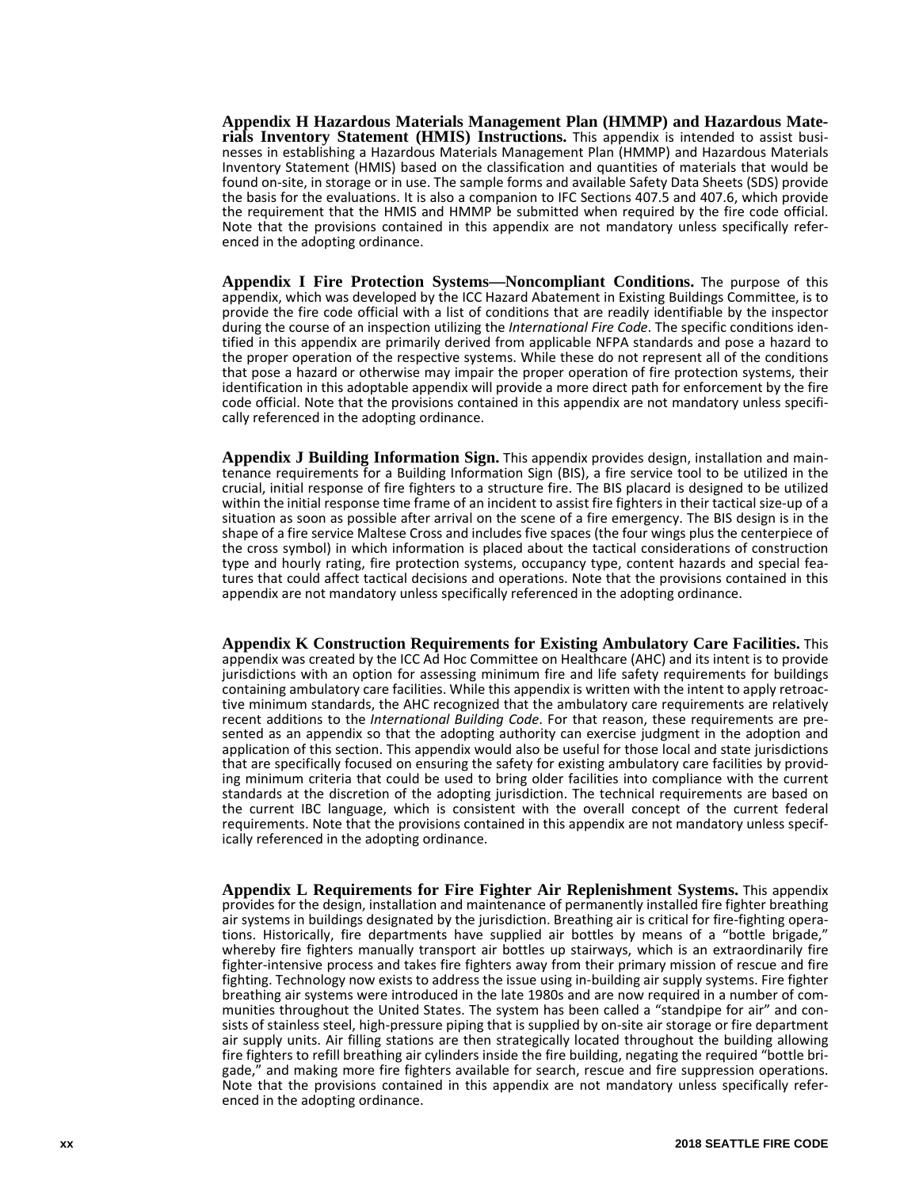**Appendix H Hazardous Materials Management Plan (HMMP) and Hazardous Materials Inventory Statement (HMIS) Instructions.** This appendix is intended to assist businesses in establishing a Hazardous Materials Management Plan (HMMP) and Hazardous Materials Inventory Statement (HMIS) based on the classification and quantities of materials that would be found on-site, in storage or in use. The sample forms and available Safety Data Sheets (SDS) provide the basis for the evaluations. It is also a companion to IFC Sections 407.5 and 407.6, which provide the requirement that the HMIS and HMMP be submitted when required by the fire code official. Note that the provisions contained in this appendix are not mandatory unless specifically referenced in the adopting ordinance.

**Appendix I Fire Protection Systems—Noncompliant Conditions.** The purpose of this appendix, which was developed by the ICC Hazard Abatement in Existing Buildings Committee, is to provide the fire code official with a list of conditions that are readily identifiable by the inspector during the course of an inspection utilizing the *International Fire Code*. The specific conditions identified in this appendix are primarily derived from applicable NFPA standards and pose a hazard to the proper operation of the respective systems. While these do not represent all of the conditions that pose a hazard or otherwise may impair the proper operation of fire protection systems, their identification in this adoptable appendix will provide a more direct path for enforcement by the fire code official. Note that the provisions contained in this appendix are not mandatory unless specifically referenced in the adopting ordinance.

**Appendix J Building Information Sign.** This appendix provides design, installation and maintenance requirements for a Building Information Sign (BIS), a fire service tool to be utilized in the crucial, initial response of fire fighters to a structure fire. The BIS placard is designed to be utilized within the initial response time frame of an incident to assist fire fighters in their tactical size-up of a situation as soon as possible after arrival on the scene of a fire emergency. The BIS design is in the shape of a fire service Maltese Cross and includes five spaces (the four wings plus the centerpiece of the cross symbol) in which information is placed about the tactical considerations of construction type and hourly rating, fire protection systems, occupancy type, content hazards and special features that could affect tactical decisions and operations. Note that the provisions contained in this appendix are not mandatory unless specifically referenced in the adopting ordinance.

**Appendix K Construction Requirements for Existing Ambulatory Care Facilities.** This appendix was created by the ICC Ad Hoc Committee on Healthcare (AHC) and its intent is to provide jurisdictions with an option for assessing minimum fire and life safety requirements for buildings containing ambulatory care facilities. While this appendix is written with the intent to apply retroactive minimum standards, the AHC recognized that the ambulatory care requirements are relatively recent additions to the *International Building Code*. For that reason, these requirements are presented as an appendix so that the adopting authority can exercise judgment in the adoption and application of this section. This appendix would also be useful for those local and state jurisdictions that are specifically focused on ensuring the safety for existing ambulatory care facilities by providing minimum criteria that could be used to bring older facilities into compliance with the current standards at the discretion of the adopting jurisdiction. The technical requirements are based on the current IBC language, which is consistent with the overall concept of the current federal requirements. Note that the provisions contained in this appendix are not mandatory unless specifically referenced in the adopting ordinance.

**Appendix L Requirements for Fire Fighter Air Replenishment Systems.** This appendix provides for the design, installation and maintenance of permanently installed fire fighter breathing air systems in buildings designated by the jurisdiction. Breathing air is critical for fire-fighting operations. Historically, fire departments have supplied air bottles by means of a "bottle brigade," whereby fire fighters manually transport air bottles up stairways, which is an extraordinarily fire fighter-intensive process and takes fire fighters away from their primary mission of rescue and fire fighting. Technology now exists to address the issue using in-building air supply systems. Fire fighter breathing air systems were introduced in the late 1980s and are now required in a number of communities throughout the United States. The system has been called a "standpipe for air" and consists of stainless steel, high-pressure piping that is supplied by on-site air storage or fire department air supply units. Air filling stations are then strategically located throughout the building allowing fire fighters to refill breathing air cylinders inside the fire building, negating the required "bottle brigade," and making more fire fighters available for search, rescue and fire suppression operations. Note that the provisions contained in this appendix are not mandatory unless specifically referenced in the adopting ordinance.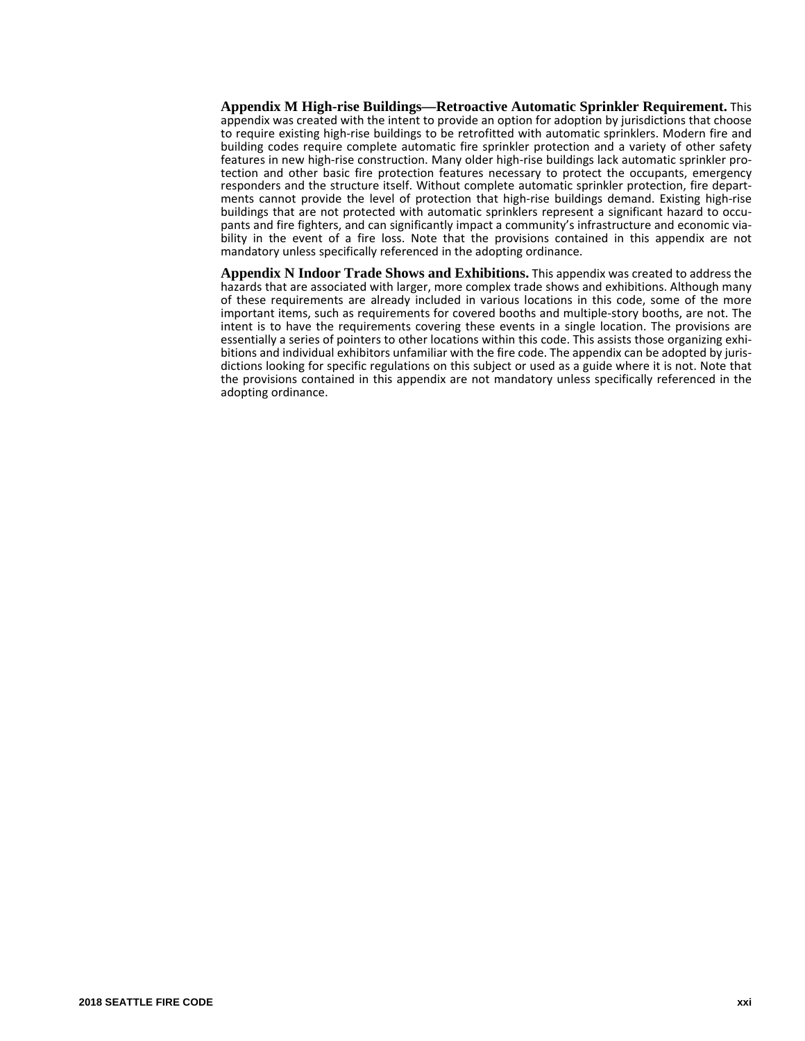**Appendix M High-rise Buildings—Retroactive Automatic Sprinkler Requirement.** This appendix was created with the intent to provide an option for adoption by jurisdictions that choose to require existing high-rise buildings to be retrofitted with automatic sprinklers. Modern fire and building codes require complete automatic fire sprinkler protection and a variety of other safety features in new high-rise construction. Many older high-rise buildings lack automatic sprinkler protection and other basic fire protection features necessary to protect the occupants, emergency responders and the structure itself. Without complete automatic sprinkler protection, fire departments cannot provide the level of protection that high-rise buildings demand. Existing high-rise buildings that are not protected with automatic sprinklers represent a significant hazard to occupants and fire fighters, and can significantly impact a community's infrastructure and economic viability in the event of a fire loss. Note that the provisions contained in this appendix are not mandatory unless specifically referenced in the adopting ordinance.

**Appendix N Indoor Trade Shows and Exhibitions.** This appendix was created to address the hazards that are associated with larger, more complex trade shows and exhibitions. Although many of these requirements are already included in various locations in this code, some of the more important items, such as requirements for covered booths and multiple-story booths, are not. The intent is to have the requirements covering these events in a single location. The provisions are essentially a series of pointers to other locations within this code. This assists those organizing exhibitions and individual exhibitors unfamiliar with the fire code. The appendix can be adopted by jurisdictions looking for specific regulations on this subject or used as a guide where it is not. Note that the provisions contained in this appendix are not mandatory unless specifically referenced in the adopting ordinance.